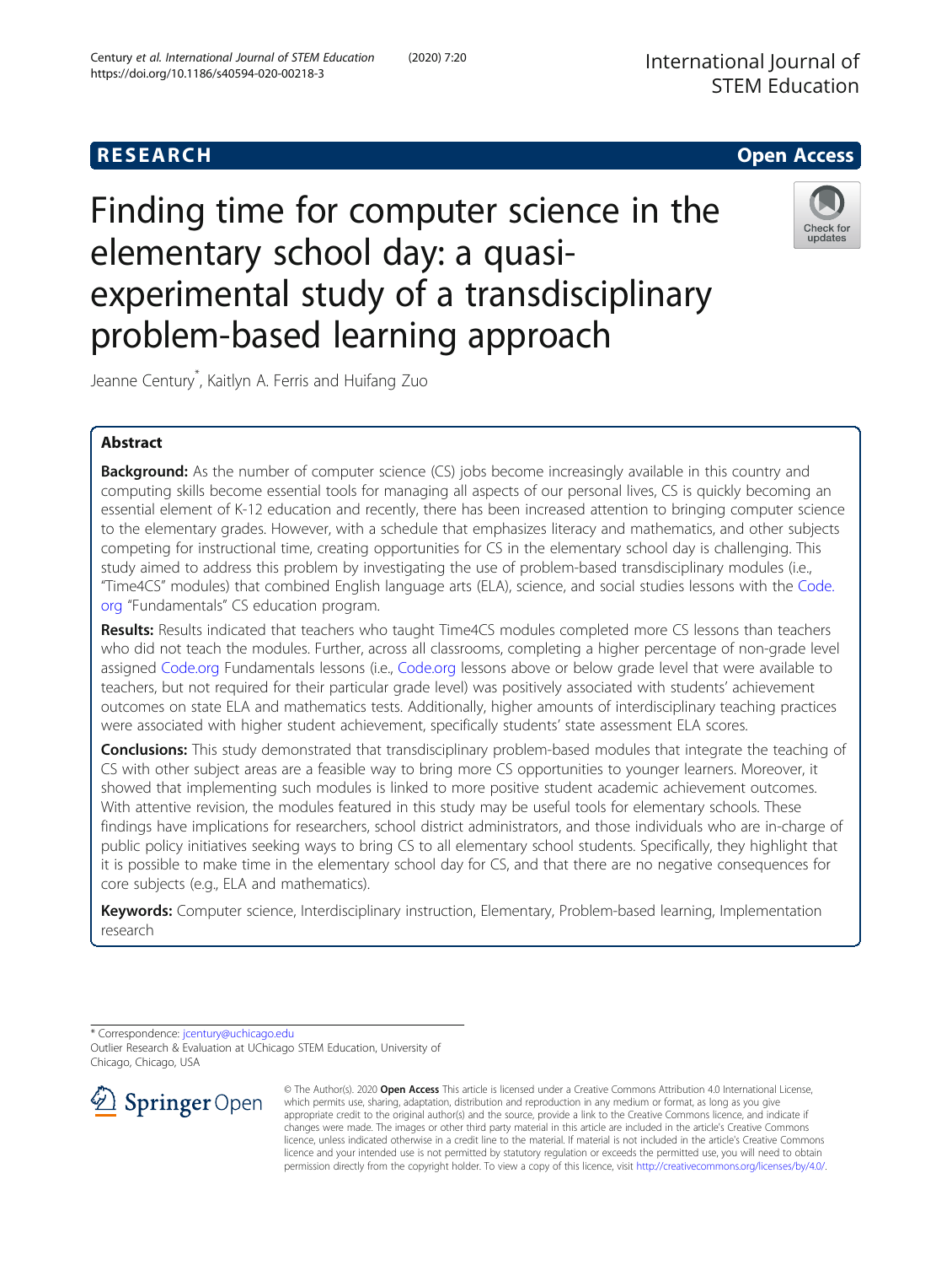RESEARCH

Open Access

# Finding time for computer science in the elementary school day: a quasi-experimental study of a transdisciplinary problem-based learning approach

Jeanne Century*, Kaitlyn A. Ferris and Huifang Zuo

## Abstract

**Background:** As the number of computer science (CS) jobs become increasingly available in this country and computing skills become essential tools for managing all aspects of our personal lives, CS is quickly becoming an essential element of K-12 education and recently, there has been increased attention to bringing computer science to the elementary grades. However, with a schedule that emphasizes literacy and mathematics, and other subjects competing for instructional time, creating opportunities for CS in the elementary school day is challenging. This study aimed to address this problem by investigating the use of problem-based transdisciplinary modules (i.e., "Time4CS" modules) that combined English language arts (ELA), science, and social studies lessons with the Code.org "Fundamentals" CS education program.

**Results:** Results indicated that teachers who taught Time4CS modules completed more CS lessons than teachers who did not teach the modules. Further, across all classrooms, completing a higher percentage of non-grade level assigned Code.org Fundamentals lessons (i.e., Code.org lessons above or below grade level that were available to teachers, but not required for their particular grade level) was positively associated with students' achievement outcomes on state ELA and mathematics tests. Additionally, higher amounts of interdisciplinary teaching practices were associated with higher student achievement, specifically students' state assessment ELA scores.

**Conclusions:** This study demonstrated that transdisciplinary problem-based modules that integrate the teaching of CS with other subject areas are a feasible way to bring more CS opportunities to younger learners. Moreover, it showed that implementing such modules is linked to more positive student academic achievement outcomes. With attentive revision, the modules featured in this study may be useful tools for elementary schools. These findings have implications for researchers, school district administrators, and those individuals who are in-charge of public policy initiatives seeking ways to bring CS to all elementary school students. Specifically, they highlight that it is possible to make time in the elementary school day for CS, and that there are no negative consequences for core subjects (e.g., ELA and mathematics).

**Keywords:** Computer science, Interdisciplinary instruction, Elementary, Problem-based learning, Implementation research

---

* Correspondence: jcentury@uchicago.edu
Outlier Research & Evaluation at UChicago STEM Education, University of Chicago, Chicago, USA

© The Author(s). 2020 **Open Access** This article is licensed under a Creative Commons Attribution 4.0 International License, which permits use, sharing, adaptation, distribution and reproduction in any medium or format, as long as you give appropriate credit to the original author(s) and the source, provide a link to the Creative Commons licence, and indicate if changes were made. The images or other third party material in this article are included in the article's Creative Commons licence, unless indicated otherwise in a credit line to the material. If material is not included in the article's Creative Commons licence and your intended use is not permitted by statutory regulation or exceeds the permitted use, you will need to obtain permission directly from the copyright holder. To view a copy of this licence, visit http://creativecommons.org/licenses/by/4.0/.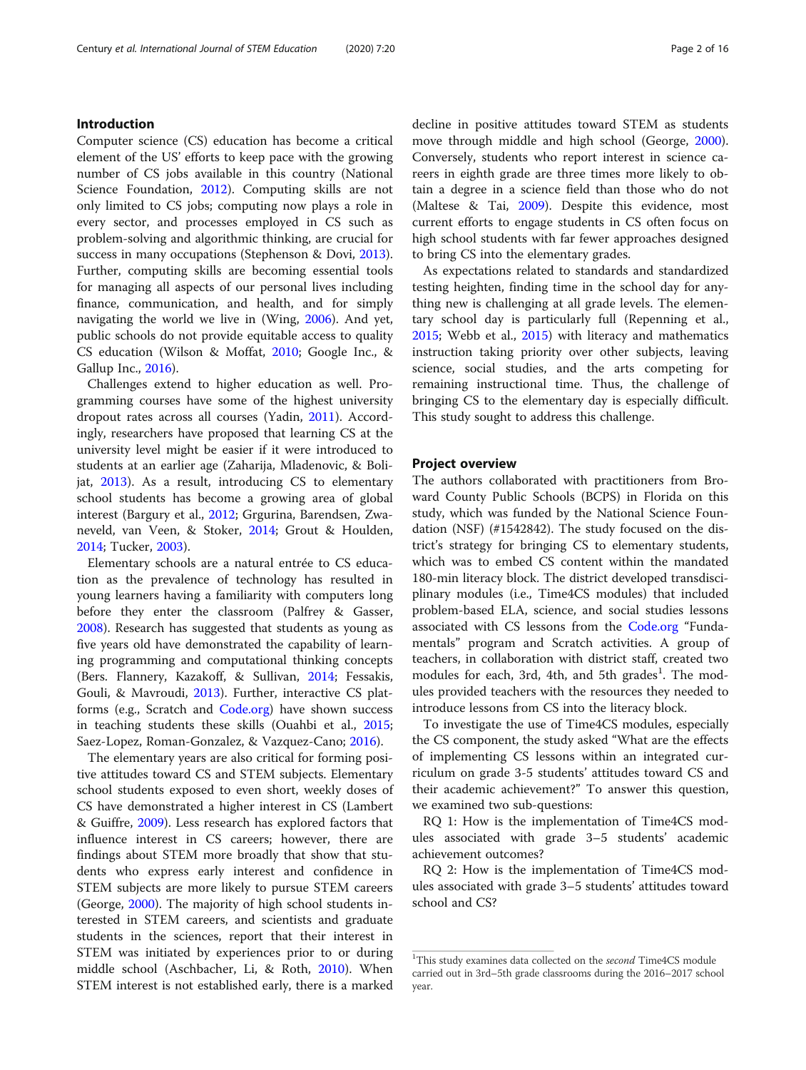## Introduction

Computer science (CS) education has become a critical element of the US' efforts to keep pace with the growing number of CS jobs available in this country (National Science Foundation, 2012). Computing skills are not only limited to CS jobs; computing now plays a role in every sector, and processes employed in CS such as problem-solving and algorithmic thinking, are crucial for success in many occupations (Stephenson & Dovi, 2013). Further, computing skills are becoming essential tools for managing all aspects of our personal lives including finance, communication, and health, and for simply navigating the world we live in (Wing, 2006). And yet, public schools do not provide equitable access to quality CS education (Wilson & Moffat, 2010; Google Inc., & Gallup Inc., 2016).

Challenges extend to higher education as well. Programming courses have some of the highest university dropout rates across all courses (Yadin, 2011). Accordingly, researchers have proposed that learning CS at the university level might be easier if it were introduced to students at an earlier age (Zaharija, Mladenovic, & Bolijat, 2013). As a result, introducing CS to elementary school students has become a growing area of global interest (Bargury et al., 2012; Grgurina, Barendsen, Zwaneveld, van Veen, & Stoker, 2014; Grout & Houlden, 2014; Tucker, 2003).

Elementary schools are a natural entrée to CS education as the prevalence of technology has resulted in young learners having a familiarity with computers long before they enter the classroom (Palfrey & Gasser, 2008). Research has suggested that students as young as five years old have demonstrated the capability of learning programming and computational thinking concepts (Bers. Flannery, Kazakoff, & Sullivan, 2014; Fessakis, Gouli, & Mavroudi, 2013). Further, interactive CS platforms (e.g., Scratch and Code.org) have shown success in teaching students these skills (Ouahbi et al., 2015; Saez-Lopez, Roman-Gonzalez, & Vazquez-Cano; 2016).

The elementary years are also critical for forming positive attitudes toward CS and STEM subjects. Elementary school students exposed to even short, weekly doses of CS have demonstrated a higher interest in CS (Lambert & Guiffre, 2009). Less research has explored factors that influence interest in CS careers; however, there are findings about STEM more broadly that show that students who express early interest and confidence in STEM subjects are more likely to pursue STEM careers (George, 2000). The majority of high school students interested in STEM careers, and scientists and graduate students in the sciences, report that their interest in STEM was initiated by experiences prior to or during middle school (Aschbacher, Li, & Roth, 2010). When STEM interest is not established early, there is a marked decline in positive attitudes toward STEM as students move through middle and high school (George, 2000). Conversely, students who report interest in science careers in eighth grade are three times more likely to obtain a degree in a science field than those who do not (Maltese & Tai, 2009). Despite this evidence, most current efforts to engage students in CS often focus on high school students with far fewer approaches designed to bring CS into the elementary grades.

As expectations related to standards and standardized testing heighten, finding time in the school day for anything new is challenging at all grade levels. The elementary school day is particularly full (Repenning et al., 2015; Webb et al., 2015) with literacy and mathematics instruction taking priority over other subjects, leaving science, social studies, and the arts competing for remaining instructional time. Thus, the challenge of bringing CS to the elementary day is especially difficult. This study sought to address this challenge.

## Project overview

The authors collaborated with practitioners from Broward County Public Schools (BCPS) in Florida on this study, which was funded by the National Science Foundation (NSF) (#1542842). The study focused on the district's strategy for bringing CS to elementary students, which was to embed CS content within the mandated 180-min literacy block. The district developed transdisciplinary modules (i.e., Time4CS modules) that included problem-based ELA, science, and social studies lessons associated with CS lessons from the Code.org "Fundamentals" program and Scratch activities. A group of teachers, in collaboration with district staff, created two modules for each, 3rd, 4th, and 5th grades[1]. The modules provided teachers with the resources they needed to introduce lessons from CS into the literacy block.

To investigate the use of Time4CS modules, especially the CS component, the study asked "What are the effects of implementing CS lessons within an integrated curriculum on grade 3-5 students' attitudes toward CS and their academic achievement?" To answer this question, we examined two sub-questions:

RQ 1: How is the implementation of Time4CS modules associated with grade 3–5 students' academic achievement outcomes?

RQ 2: How is the implementation of Time4CS modules associated with grade 3–5 students' attitudes toward school and CS?

---

[1] This study examines data collected on the *second* Time4CS module carried out in 3rd–5th grade classrooms during the 2016–2017 school year.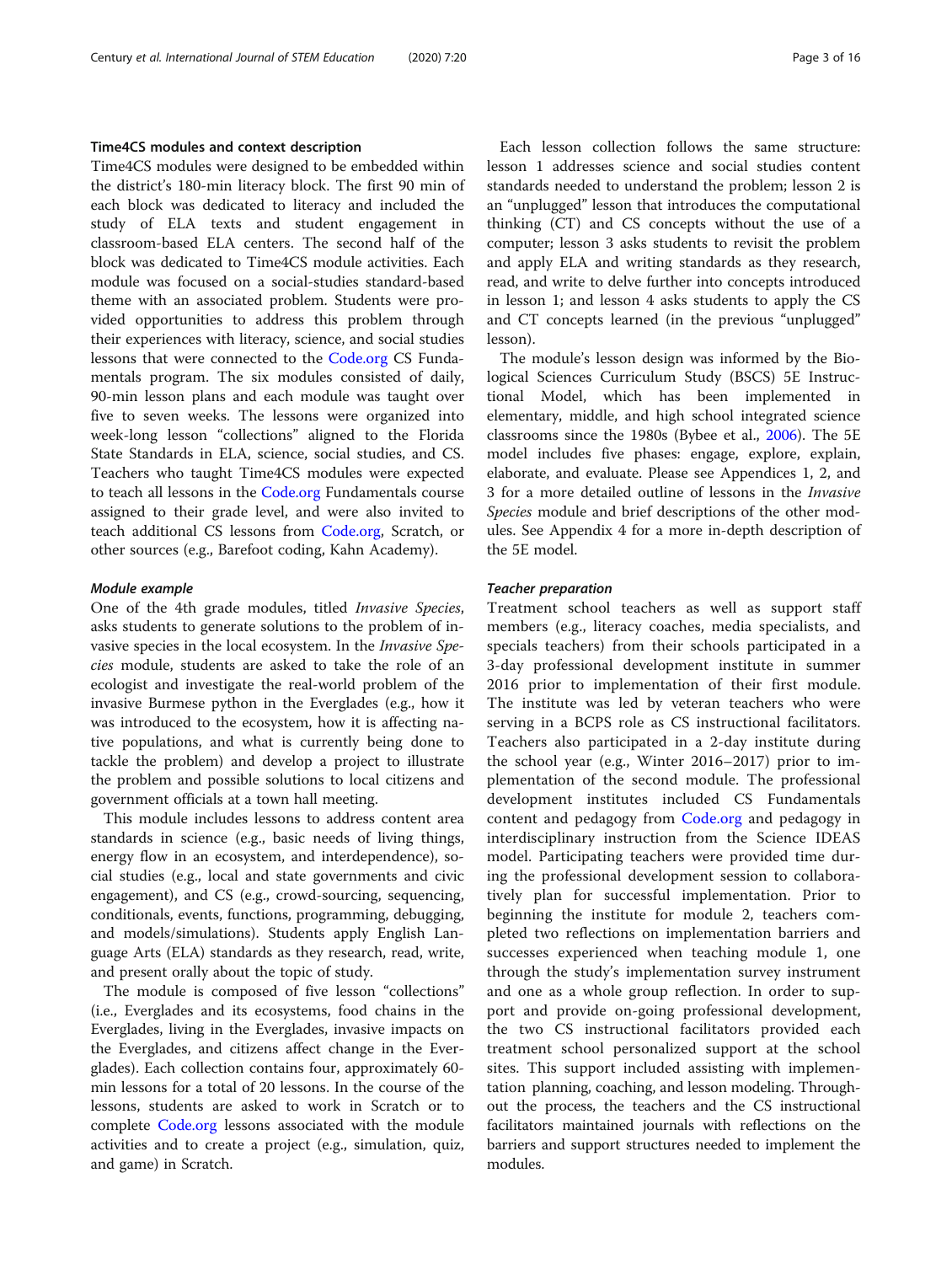### Time4CS modules and context description

Time4CS modules were designed to be embedded within the district's 180-min literacy block. The first 90 min of each block was dedicated to literacy and included the study of ELA texts and student engagement in classroom-based ELA centers. The second half of the block was dedicated to Time4CS module activities. Each module was focused on a social-studies standard-based theme with an associated problem. Students were provided opportunities to address this problem through their experiences with literacy, science, and social studies lessons that were connected to the Code.org CS Fundamentals program. The six modules consisted of daily, 90-min lesson plans and each module was taught over five to seven weeks. The lessons were organized into week-long lesson "collections" aligned to the Florida State Standards in ELA, science, social studies, and CS. Teachers who taught Time4CS modules were expected to teach all lessons in the Code.org Fundamentals course assigned to their grade level, and were also invited to teach additional CS lessons from Code.org, Scratch, or other sources (e.g., Barefoot coding, Kahn Academy).

#### *Module example*

One of the 4th grade modules, titled *Invasive Species*, asks students to generate solutions to the problem of invasive species in the local ecosystem. In the *Invasive Species* module, students are asked to take the role of an ecologist and investigate the real-world problem of the invasive Burmese python in the Everglades (e.g., how it was introduced to the ecosystem, how it is affecting native populations, and what is currently being done to tackle the problem) and develop a project to illustrate the problem and possible solutions to local citizens and government officials at a town hall meeting.

This module includes lessons to address content area standards in science (e.g., basic needs of living things, energy flow in an ecosystem, and interdependence), social studies (e.g., local and state governments and civic engagement), and CS (e.g., crowd-sourcing, sequencing, conditionals, events, functions, programming, debugging, and models/simulations). Students apply English Language Arts (ELA) standards as they research, read, write, and present orally about the topic of study.

The module is composed of five lesson "collections" (i.e., Everglades and its ecosystems, food chains in the Everglades, living in the Everglades, invasive impacts on the Everglades, and citizens affect change in the Everglades). Each collection contains four, approximately 60-min lessons for a total of 20 lessons. In the course of the lessons, students are asked to work in Scratch or to complete Code.org lessons associated with the module activities and to create a project (e.g., simulation, quiz, and game) in Scratch.

Each lesson collection follows the same structure: lesson 1 addresses science and social studies content standards needed to understand the problem; lesson 2 is an "unplugged" lesson that introduces the computational thinking (CT) and CS concepts without the use of a computer; lesson 3 asks students to revisit the problem and apply ELA and writing standards as they research, read, and write to delve further into concepts introduced in lesson 1; and lesson 4 asks students to apply the CS and CT concepts learned (in the previous "unplugged" lesson).

The module's lesson design was informed by the Biological Sciences Curriculum Study (BSCS) 5E Instructional Model, which has been implemented in elementary, middle, and high school integrated science classrooms since the 1980s (Bybee et al., 2006). The 5E model includes five phases: engage, explore, explain, elaborate, and evaluate. Please see Appendices 1, 2, and 3 for a more detailed outline of lessons in the *Invasive Species* module and brief descriptions of the other modules. See Appendix 4 for a more in-depth description of the 5E model.

#### *Teacher preparation*

Treatment school teachers as well as support staff members (e.g., literacy coaches, media specialists, and specials teachers) from their schools participated in a 3-day professional development institute in summer 2016 prior to implementation of their first module. The institute was led by veteran teachers who were serving in a BCPS role as CS instructional facilitators. Teachers also participated in a 2-day institute during the school year (e.g., Winter 2016–2017) prior to implementation of the second module. The professional development institutes included CS Fundamentals content and pedagogy from Code.org and pedagogy in interdisciplinary instruction from the Science IDEAS model. Participating teachers were provided time during the professional development session to collaboratively plan for successful implementation. Prior to beginning the institute for module 2, teachers completed two reflections on implementation barriers and successes experienced when teaching module 1, one through the study's implementation survey instrument and one as a whole group reflection. In order to support and provide on-going professional development, the two CS instructional facilitators provided each treatment school personalized support at the school sites. This support included assisting with implementation planning, coaching, and lesson modeling. Throughout the process, the teachers and the CS instructional facilitators maintained journals with reflections on the barriers and support structures needed to implement the modules.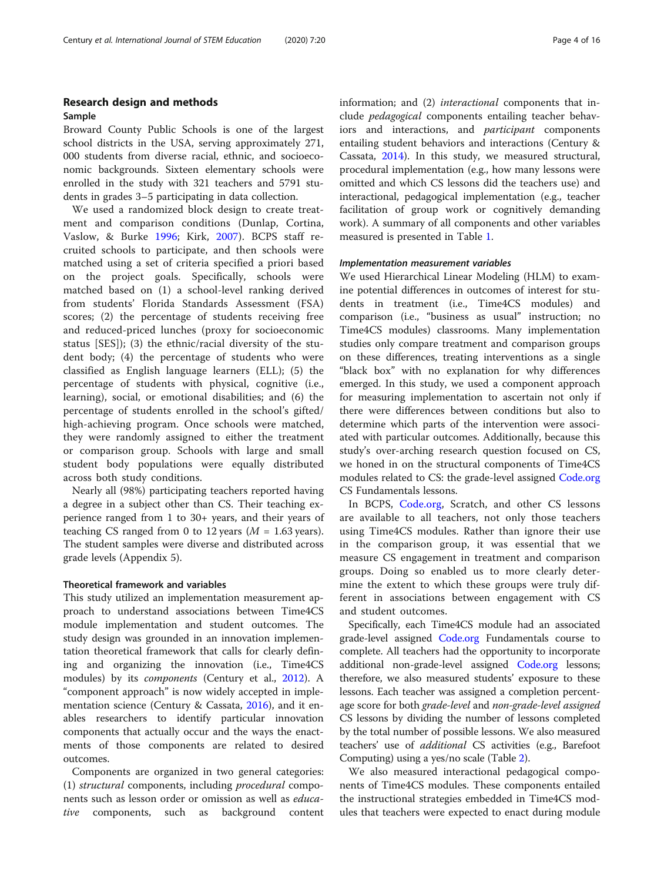## Research design and methods

### Sample

Broward County Public Schools is one of the largest school districts in the USA, serving approximately 271, 000 students from diverse racial, ethnic, and socioeconomic backgrounds. Sixteen elementary schools were enrolled in the study with 321 teachers and 5791 students in grades 3–5 participating in data collection.

We used a randomized block design to create treatment and comparison conditions (Dunlap, Cortina, Vaslow, & Burke 1996; Kirk, 2007). BCPS staff recruited schools to participate, and then schools were matched using a set of criteria specified a priori based on the project goals. Specifically, schools were matched based on (1) a school-level ranking derived from students' Florida Standards Assessment (FSA) scores; (2) the percentage of students receiving free and reduced-priced lunches (proxy for socioeconomic status [SES]); (3) the ethnic/racial diversity of the student body; (4) the percentage of students who were classified as English language learners (ELL); (5) the percentage of students with physical, cognitive (i.e., learning), social, or emotional disabilities; and (6) the percentage of students enrolled in the school's gifted/high-achieving program. Once schools were matched, they were randomly assigned to either the treatment or comparison group. Schools with large and small student body populations were equally distributed across both study conditions.

Nearly all (98%) participating teachers reported having a degree in a subject other than CS. Their teaching experience ranged from 1 to 30+ years, and their years of teaching CS ranged from 0 to 12 years ($M$ = 1.63 years). The student samples were diverse and distributed across grade levels (Appendix 5).

### Theoretical framework and variables

This study utilized an implementation measurement approach to understand associations between Time4CS module implementation and student outcomes. The study design was grounded in an innovation implementation theoretical framework that calls for clearly defining and organizing the innovation (i.e., Time4CS modules) by its *components* (Century et al., 2012). A "component approach" is now widely accepted in implementation science (Century & Cassata, 2016), and it enables researchers to identify particular innovation components that actually occur and the ways the enactments of those components are related to desired outcomes.

Components are organized in two general categories: (1) *structural* components, including *procedural* components such as lesson order or omission as well as *educative* components, such as background content information; and (2) *interactional* components that include *pedagogical* components entailing teacher behaviors and interactions, and *participant* components entailing student behaviors and interactions (Century & Cassata, 2014). In this study, we measured structural, procedural implementation (e.g., how many lessons were omitted and which CS lessons did the teachers use) and interactional, pedagogical implementation (e.g., teacher facilitation of group work or cognitively demanding work). A summary of all components and other variables measured is presented in Table 1.

#### *Implementation measurement variables*

We used Hierarchical Linear Modeling (HLM) to examine potential differences in outcomes of interest for students in treatment (i.e., Time4CS modules) and comparison (i.e., "business as usual" instruction; no Time4CS modules) classrooms. Many implementation studies only compare treatment and comparison groups on these differences, treating interventions as a single "black box" with no explanation for why differences emerged. In this study, we used a component approach for measuring implementation to ascertain not only if there were differences between conditions but also to determine which parts of the intervention were associated with particular outcomes. Additionally, because this study's over-arching research question focused on CS, we honed in on the structural components of Time4CS modules related to CS: the grade-level assigned Code.org CS Fundamentals lessons.

In BCPS, Code.org, Scratch, and other CS lessons are available to all teachers, not only those teachers using Time4CS modules. Rather than ignore their use in the comparison group, it was essential that we measure CS engagement in treatment and comparison groups. Doing so enabled us to more clearly determine the extent to which these groups were truly different in associations between engagement with CS and student outcomes.

Specifically, each Time4CS module had an associated grade-level assigned Code.org Fundamentals course to complete. All teachers had the opportunity to incorporate additional non-grade-level assigned Code.org lessons; therefore, we also measured students' exposure to these lessons. Each teacher was assigned a completion percentage score for both *grade-level* and *non-grade-level assigned* CS lessons by dividing the number of lessons completed by the total number of possible lessons. We also measured teachers' use of *additional* CS activities (e.g., Barefoot Computing) using a yes/no scale (Table 2).

We also measured interactional pedagogical components of Time4CS modules. These components entailed the instructional strategies embedded in Time4CS modules that teachers were expected to enact during module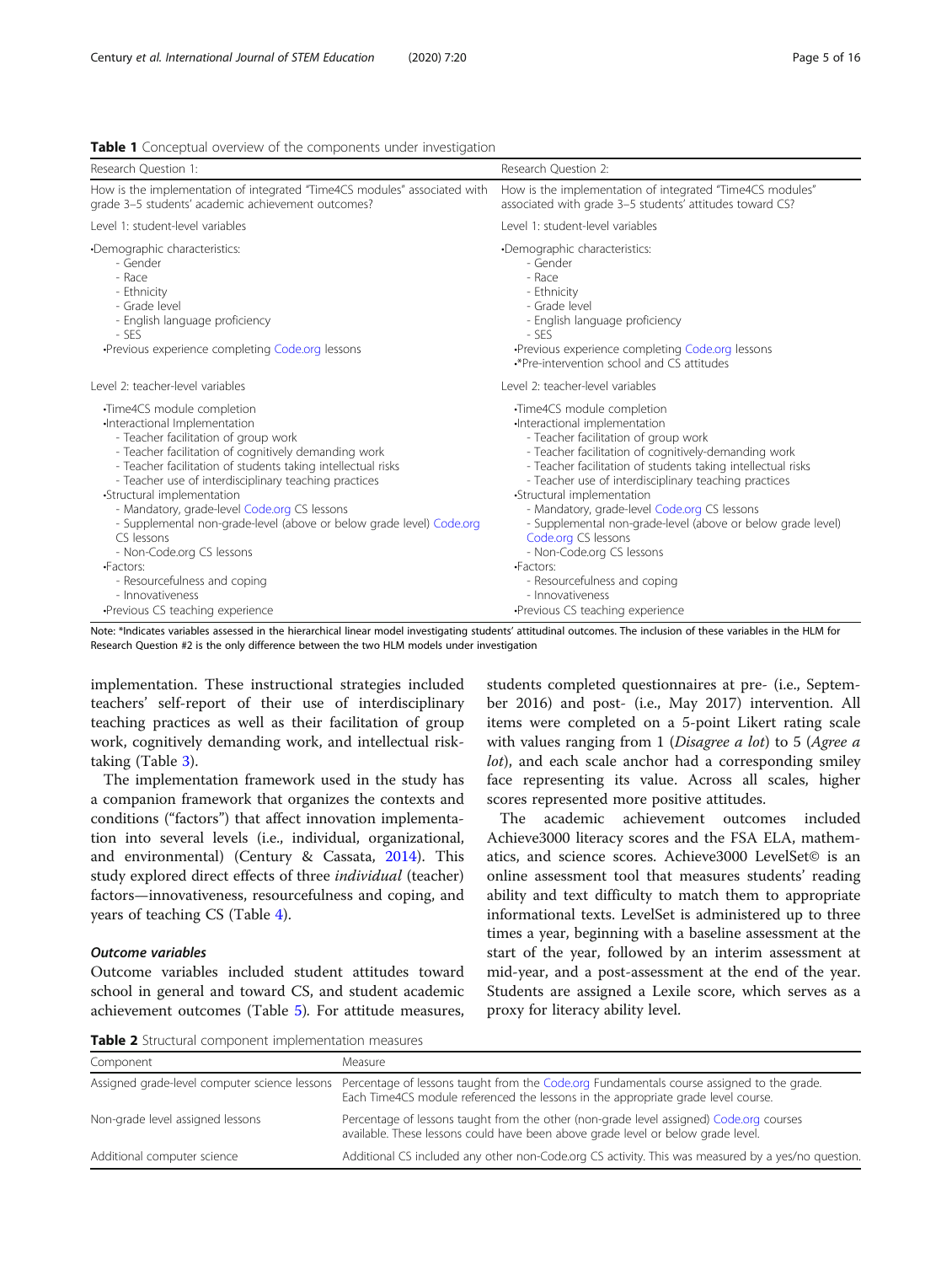**Table 1** Conceptual overview of the components under investigation

| Research Question 1: | Research Question 2: |
| --- | --- |
| How is the implementation of integrated "Time4CS modules" associated with grade 3–5 students' academic achievement outcomes? | How is the implementation of integrated "Time4CS modules" associated with grade 3–5 students' attitudes toward CS? |
| Level 1: student-level variables | Level 1: student-level variables |
| •Demographic characteristics:<br>- Gender<br>- Race<br>- Ethnicity<br>- Grade level<br>- English language proficiency<br>- SES<br>•Previous experience completing Code.org lessons | •Demographic characteristics:<br>- Gender<br>- Race<br>- Ethnicity<br>- Grade level<br>- English language proficiency<br>- SES<br>•Previous experience completing Code.org lessons<br>•*Pre-intervention school and CS attitudes |
| Level 2: teacher-level variables | Level 2: teacher-level variables |
| •Time4CS module completion<br>•Interactional Implementation<br>- Teacher facilitation of group work<br>- Teacher facilitation of cognitively demanding work<br>- Teacher facilitation of students taking intellectual risks<br>- Teacher use of interdisciplinary teaching practices<br>•Structural implementation<br>- Mandatory, grade-level Code.org CS lessons<br>- Supplemental non-grade-level (above or below grade level) Code.org CS lessons<br>- Non-Code.org CS lessons<br>•Factors:<br>- Resourcefulness and coping<br>- Innovativeness<br>•Previous CS teaching experience | •Time4CS module completion<br>•Interactional implementation<br>- Teacher facilitation of group work<br>- Teacher facilitation of cognitively-demanding work<br>- Teacher facilitation of students taking intellectual risks<br>- Teacher use of interdisciplinary teaching practices<br>•Structural implementation<br>- Mandatory, grade-level Code.org CS lessons<br>- Supplemental non-grade-level (above or below grade level) Code.org CS lessons<br>- Non-Code.org CS lessons<br>•Factors:<br>- Resourcefulness and coping<br>- Innovativeness<br>•Previous CS teaching experience |

Note: *Indicates variables assessed in the hierarchical linear model investigating students' attitudinal outcomes. The inclusion of these variables in the HLM for Research Question #2 is the only difference between the two HLM models under investigation

implementation. These instructional strategies included teachers' self-report of their use of interdisciplinary teaching practices as well as their facilitation of group work, cognitively demanding work, and intellectual risk-taking (Table 3).

The implementation framework used in the study has a companion framework that organizes the contexts and conditions ("factors") that affect innovation implementation into several levels (i.e., individual, organizational, and environmental) (Century & Cassata, 2014). This study explored direct effects of three *individual* (teacher) factors—innovativeness, resourcefulness and coping, and years of teaching CS (Table 4).

#### *Outcome variables*

Outcome variables included student attitudes toward school in general and toward CS, and student academic achievement outcomes (Table 5). For attitude measures, students completed questionnaires at pre- (i.e., September 2016) and post- (i.e., May 2017) intervention. All items were completed on a 5-point Likert rating scale with values ranging from 1 (*Disagree a lot*) to 5 (*Agree a lot*), and each scale anchor had a corresponding smiley face representing its value. Across all scales, higher scores represented more positive attitudes.

The academic achievement outcomes included Achieve3000 literacy scores and the FSA ELA, mathematics, and science scores. Achieve3000 LevelSet© is an online assessment tool that measures students' reading ability and text difficulty to match them to appropriate informational texts. LevelSet is administered up to three times a year, beginning with a baseline assessment at the start of the year, followed by an interim assessment at mid-year, and a post-assessment at the end of the year. Students are assigned a Lexile score, which serves as a proxy for literacy ability level.

**Table 2** Structural component implementation measures

| Component | Measure |
| --- | --- |
| Assigned grade-level computer science lessons | Percentage of lessons taught from the Code.org Fundamentals course assigned to the grade. Each Time4CS module referenced the lessons in the appropriate grade level course. |
| Non-grade level assigned lessons | Percentage of lessons taught from the other (non-grade level assigned) Code.org courses available. These lessons could have been above grade level or below grade level. |
| Additional computer science | Additional CS included any other non-Code.org CS activity. This was measured by a yes/no question. |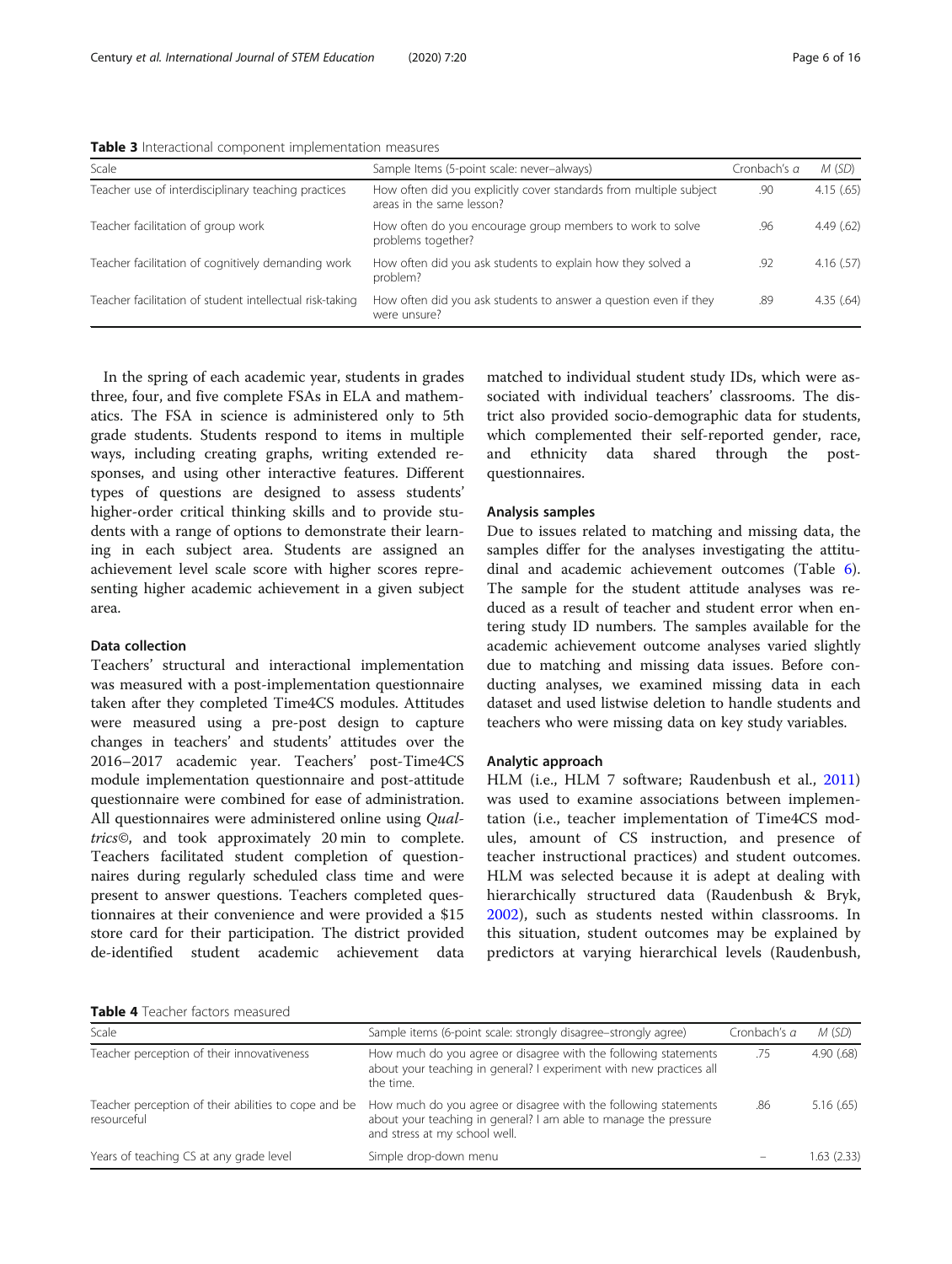**Table 3** Interactional component implementation measures

| Scale | Sample Items (5-point scale: never–always) | Cronbach's α | M (SD) |
|---|---|---|---|
| Teacher use of interdisciplinary teaching practices | How often did you explicitly cover standards from multiple subject areas in the same lesson? | .90 | 4.15 (.65) |
| Teacher facilitation of group work | How often do you encourage group members to work to solve problems together? | .96 | 4.49 (.62) |
| Teacher facilitation of cognitively demanding work | How often did you ask students to explain how they solved a problem? | .92 | 4.16 (.57) |
| Teacher facilitation of student intellectual risk-taking | How often did you ask students to answer a question even if they were unsure? | .89 | 4.35 (.64) |

In the spring of each academic year, students in grades three, four, and five complete FSAs in ELA and mathematics. The FSA in science is administered only to 5th grade students. Students respond to items in multiple ways, including creating graphs, writing extended responses, and using other interactive features. Different types of questions are designed to assess students' higher-order critical thinking skills and to provide students with a range of options to demonstrate their learning in each subject area. Students are assigned an achievement level scale score with higher scores representing higher academic achievement in a given subject area.

### Data collection

Teachers' structural and interactional implementation was measured with a post-implementation questionnaire taken after they completed Time4CS modules. Attitudes were measured using a pre-post design to capture changes in teachers' and students' attitudes over the 2016–2017 academic year. Teachers' post-Time4CS module implementation questionnaire and post-attitude questionnaire were combined for ease of administration. All questionnaires were administered online using *Qualtrics©*, and took approximately 20 min to complete. Teachers facilitated student completion of questionnaires during regularly scheduled class time and were present to answer questions. Teachers completed questionnaires at their convenience and were provided a $15 store card for their participation. The district provided de-identified student academic achievement data matched to individual student study IDs, which were associated with individual teachers' classrooms. The district also provided socio-demographic data for students, which complemented their self-reported gender, race, and ethnicity data shared through the post-questionnaires.

### Analysis samples

Due to issues related to matching and missing data, the samples differ for the analyses investigating the attitudinal and academic achievement outcomes (Table 6). The sample for the student attitude analyses was reduced as a result of teacher and student error when entering study ID numbers. The samples available for the academic achievement outcome analyses varied slightly due to matching and missing data issues. Before conducting analyses, we examined missing data in each dataset and used listwise deletion to handle students and teachers who were missing data on key study variables.

### Analytic approach

HLM (i.e., HLM 7 software; Raudenbush et al., 2011) was used to examine associations between implementation (i.e., teacher implementation of Time4CS modules, amount of CS instruction, and presence of teacher instructional practices) and student outcomes. HLM was selected because it is adept at dealing with hierarchically structured data (Raudenbush & Bryk, 2002), such as students nested within classrooms. In this situation, student outcomes may be explained by predictors at varying hierarchical levels (Raudenbush,

**Table 4** Teacher factors measured

| Scale | Sample items (6-point scale: strongly disagree–strongly agree) | Cronbach's α | M (SD) |
|---|---|---|---|
| Teacher perception of their innovativeness | How much do you agree or disagree with the following statements about your teaching in general? I experiment with new practices all the time. | .75 | 4.90 (.68) |
| Teacher perception of their abilities to cope and be resourceful | How much do you agree or disagree with the following statements about your teaching in general? I am able to manage the pressure and stress at my school well. | .86 | 5.16 (.65) |
| Years of teaching CS at any grade level | Simple drop-down menu | – | 1.63 (2.33) |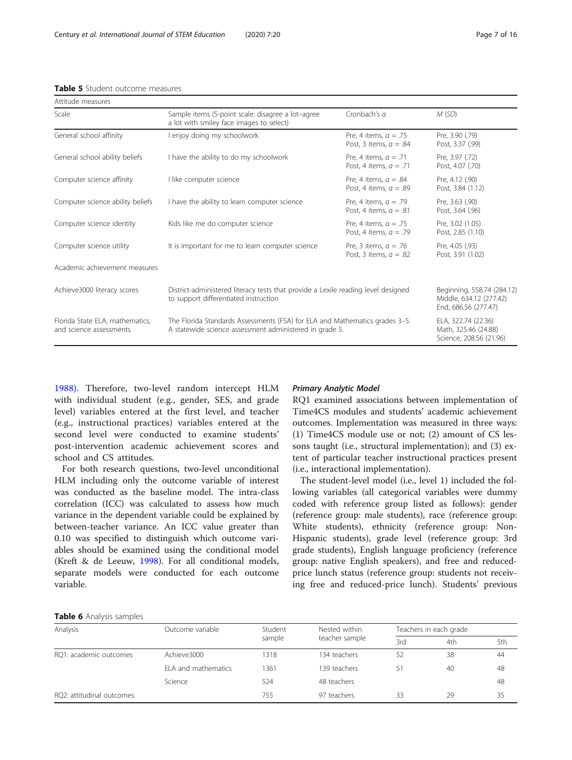**Table 5** Student outcome measures

| Attitude measures | | | |
|---|---|---|---|
| Scale | Sample items (5-point scale: disagree a lot–agree a lot with smiley face images to select) | Cronbach's $\alpha$ | $M$ ($SD$) |
| General school affinity | I enjoy doing my schoolwork | Pre, 4 items, $\alpha$ = .75<br>Post, 3 items, $\alpha$ = .84 | Pre, 3.90 (.79)<br>Post, 3.37 (.99) |
| General school ability beliefs | I have the ability to do my schoolwork | Pre, 4 items, $\alpha$ = .71<br>Post, 4 items, $\alpha$ = .71 | Pre, 3.97 (.72)<br>Post, 4.07 (.70) |
| Computer science affinity | I like computer science | Pre, 4 items, $\alpha$ = .84<br>Post, 4 items, $\alpha$ = .89 | Pre, 4.12 (.90)<br>Post, 3.84 (1.12) |
| Computer science ability beliefs | I have the ability to learn computer science | Pre, 4 items, $\alpha$ = .79<br>Post, 4 items, $\alpha$ = .81 | Pre, 3.63 (.90)<br>Post, 3.64 (.96) |
| Computer science identity | Kids like me do computer science | Pre, 4 items, $\alpha$ = .75<br>Post, 4 items, $\alpha$ = .79 | Pre, 3.02 (1.05)<br>Post, 2.85 (1.10) |
| Computer science utility | It is important for me to learn computer science | Pre, 3 items, $\alpha$ = .76<br>Post, 3 items, $\alpha$ = .82 | Pre, 4.05 (.93)<br>Post, 3.91 (1.02) |
| Academic achievement measures | | | |
| Achieve3000 literacy scores | District-administered literacy tests that provide a Lexile reading level designed to support differentiated instruction | | Beginning, 558.74 (284.12)<br>Middle, 634.12 (277.42)<br>End, 686.56 (277.47) |
| Florida State ELA, mathematics, and science assessments | The Florida Standards Assessments (FSA) for ELA and Mathematics grades 3–5. A statewide science assessment administered in grade 5. | | ELA, 322.74 (22.36)<br>Math, 325.46 (24.88)<br>Science, 208.56 (21.96) |

1988). Therefore, two-level random intercept HLM with individual student (e.g., gender, SES, and grade level) variables entered at the first level, and teacher (e.g., instructional practices) variables entered at the second level were conducted to examine students' post-intervention academic achievement scores and school and CS attitudes.

For both research questions, two-level unconditional HLM including only the outcome variable of interest was conducted as the baseline model. The intra-class correlation (ICC) was calculated to assess how much variance in the dependent variable could be explained by between-teacher variance. An ICC value greater than 0.10 was specified to distinguish which outcome variables should be examined using the conditional model (Kreft & de Leeuw, 1998). For all conditional models, separate models were conducted for each outcome variable.

### *Primary Analytic Model*

RQ1 examined associations between implementation of Time4CS modules and students' academic achievement outcomes. Implementation was measured in three ways: (1) Time4CS module use or not; (2) amount of CS lessons taught (i.e., structural implementation); and (3) extent of particular teacher instructional practices present (i.e., interactional implementation).

The student-level model (i.e., level 1) included the following variables (all categorical variables were dummy coded with reference group listed as follows): gender (reference group: male students), race (reference group: White students), ethnicity (reference group: Non-Hispanic students), grade level (reference group: 3rd grade students), English language proficiency (reference group: native English speakers), and free and reduced-price lunch status (reference group: students not receiving free and reduced-price lunch). Students' previous

**Table 6** Analysis samples

| Analysis | Outcome variable | Student sample | Nested within teacher sample | Teachers in each grade | | |
|---|---|---|---|---|---|---|
| | | | | 3rd | 4th | 5th |
| RQ1: academic outcomes | Achieve3000 | 1318 | 134 teachers | 52 | 38 | 44 |
| | ELA and mathematics | 1361 | 139 teachers | 51 | 40 | 48 |
| | Science | 524 | 48 teachers | | | 48 |
| RQ2: attitudinal outcomes | | 755 | 97 teachers | 33 | 29 | 35 |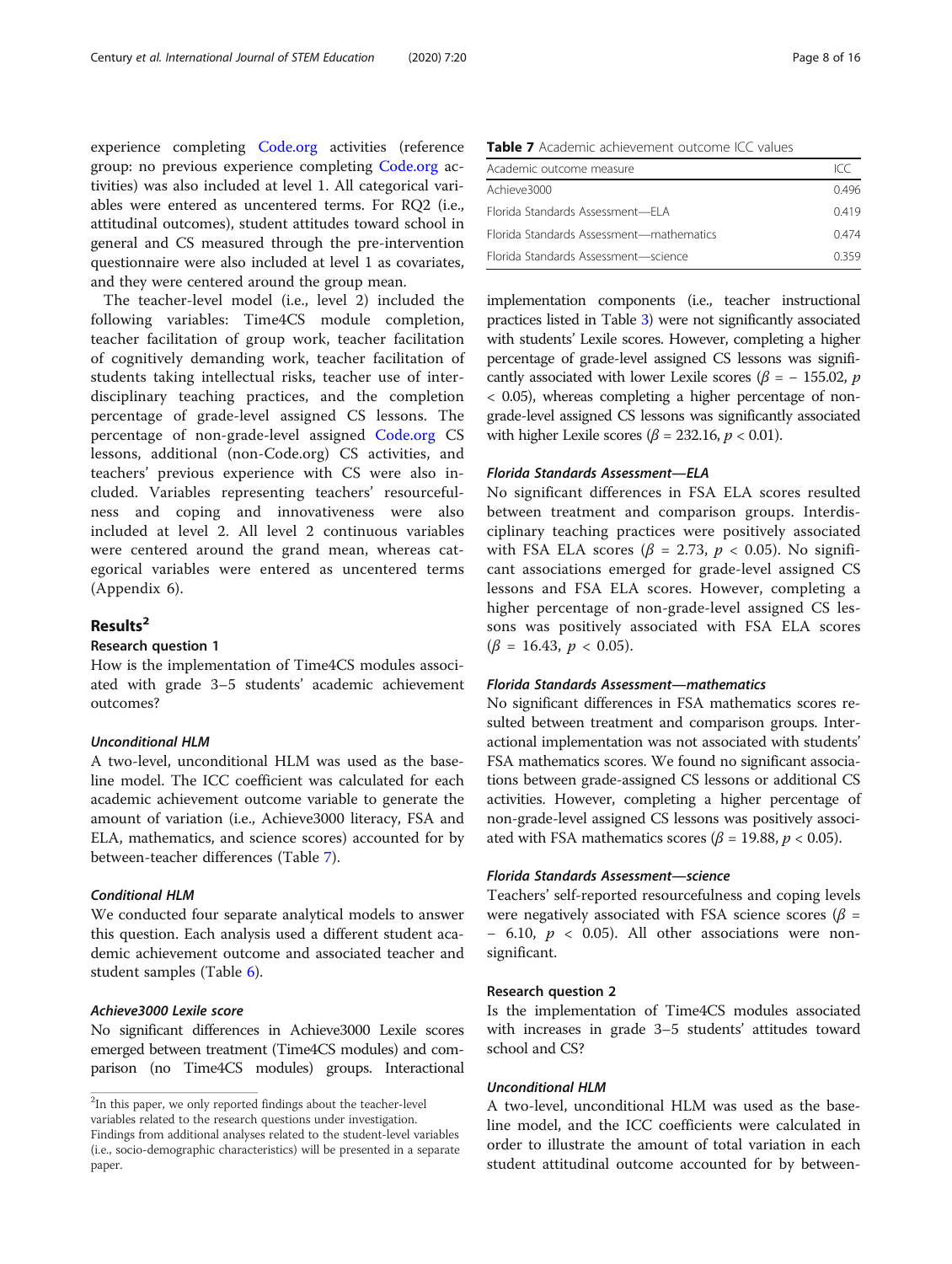experience completing Code.org activities (reference group: no previous experience completing Code.org activities) was also included at level 1. All categorical variables were entered as uncentered terms. For RQ2 (i.e., attitudinal outcomes), student attitudes toward school in general and CS measured through the pre-intervention questionnaire were also included at level 1 as covariates, and they were centered around the group mean.

The teacher-level model (i.e., level 2) included the following variables: Time4CS module completion, teacher facilitation of group work, teacher facilitation of cognitively demanding work, teacher facilitation of students taking intellectual risks, teacher use of interdisciplinary teaching practices, and the completion percentage of grade-level assigned CS lessons. The percentage of non-grade-level assigned Code.org CS lessons, additional (non-Code.org) CS activities, and teachers' previous experience with CS were also included. Variables representing teachers' resourcefulness and coping and innovativeness were also included at level 2. All level 2 continuous variables were centered around the grand mean, whereas categorical variables were entered as uncentered terms (Appendix 6).

## Results[2]

### Research question 1

How is the implementation of Time4CS modules associated with grade 3–5 students' academic achievement outcomes?

#### *Unconditional HLM*

A two-level, unconditional HLM was used as the baseline model. The ICC coefficient was calculated for each academic achievement outcome variable to generate the amount of variation (i.e., Achieve3000 literacy, FSA and ELA, mathematics, and science scores) accounted for by between-teacher differences (Table 7).

**Table 7** Academic achievement outcome ICC values

| Academic outcome measure | ICC |
|---|---|
| Achieve3000 | 0.496 |
| Florida Standards Assessment—ELA | 0.419 |
| Florida Standards Assessment—mathematics | 0.474 |
| Florida Standards Assessment—science | 0.359 |

#### *Conditional HLM*

We conducted four separate analytical models to answer this question. Each analysis used a different student academic achievement outcome and associated teacher and student samples (Table 6).

#### *Achieve3000 Lexile score*

No significant differences in Achieve3000 Lexile scores emerged between treatment (Time4CS modules) and comparison (no Time4CS modules) groups. Interactional implementation components (i.e., teacher instructional practices listed in Table 3) were not significantly associated with students' Lexile scores. However, completing a higher percentage of grade-level assigned CS lessons was significantly associated with lower Lexile scores ($\beta = -155.02$, $p < 0.05$), whereas completing a higher percentage of non-grade-level assigned CS lessons was significantly associated with higher Lexile scores ($\beta = 232.16$, $p < 0.01$).

#### *Florida Standards Assessment—ELA*

No significant differences in FSA ELA scores resulted between treatment and comparison groups. Interdisciplinary teaching practices were positively associated with FSA ELA scores ($\beta = 2.73$, $p < 0.05$). No significant associations emerged for grade-level assigned CS lessons and FSA ELA scores. However, completing a higher percentage of non-grade-level assigned CS lessons was positively associated with FSA ELA scores ($\beta = 16.43$, $p < 0.05$).

#### *Florida Standards Assessment—mathematics*

No significant differences in FSA mathematics scores resulted between treatment and comparison groups. Interactional implementation was not associated with students' FSA mathematics scores. We found no significant associations between grade-assigned CS lessons or additional CS activities. However, completing a higher percentage of non-grade-level assigned CS lessons was positively associated with FSA mathematics scores ($\beta = 19.88$, $p < 0.05$).

#### *Florida Standards Assessment—science*

Teachers' self-reported resourcefulness and coping levels were negatively associated with FSA science scores ($\beta = -6.10$, $p < 0.05$). All other associations were non-significant.

### Research question 2

Is the implementation of Time4CS modules associated with increases in grade 3–5 students' attitudes toward school and CS?

#### *Unconditional HLM*

A two-level, unconditional HLM was used as the baseline model, and the ICC coefficients were calculated in order to illustrate the amount of total variation in each student attitudinal outcome accounted for by between-

[2] In this paper, we only reported findings about the teacher-level variables related to the research questions under investigation. Findings from additional analyses related to the student-level variables (i.e., socio-demographic characteristics) will be presented in a separate paper.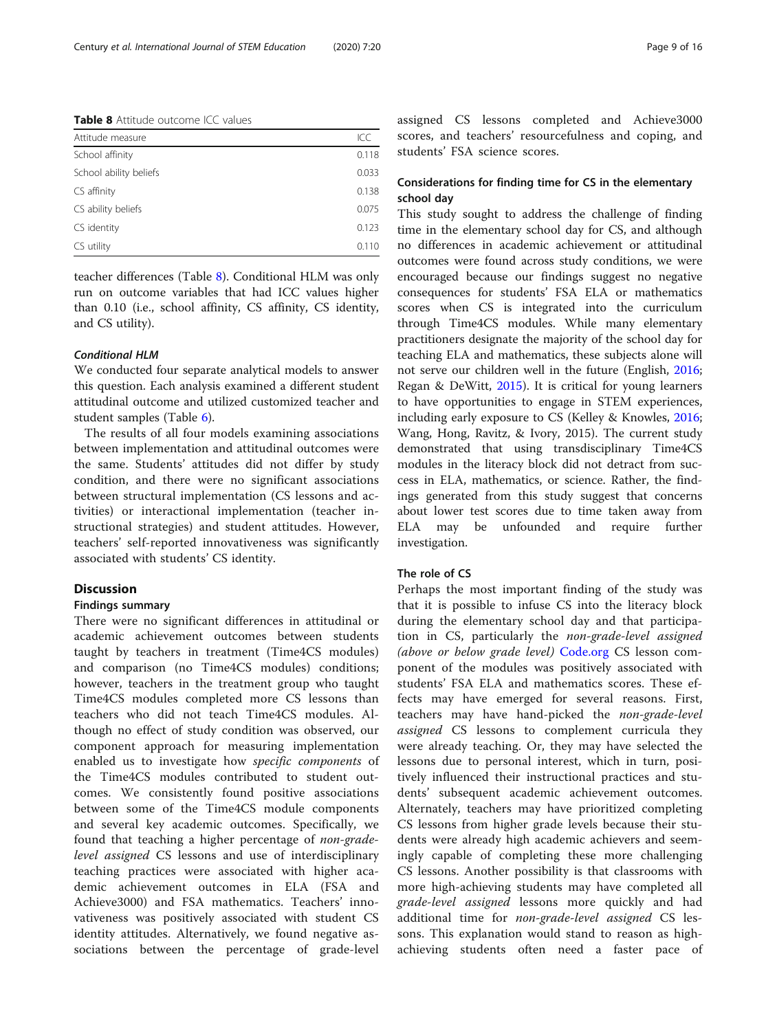**Table 8** Attitude outcome ICC values

| Attitude measure | ICC |
| --- | --- |
| School affinity | 0.118 |
| School ability beliefs | 0.033 |
| CS affinity | 0.138 |
| CS ability beliefs | 0.075 |
| CS identity | 0.123 |
| CS utility | 0.110 |

teacher differences (Table 8). Conditional HLM was only run on outcome variables that had ICC values higher than 0.10 (i.e., school affinity, CS affinity, CS identity, and CS utility).

#### *Conditional HLM*

We conducted four separate analytical models to answer this question. Each analysis examined a different student attitudinal outcome and utilized customized teacher and student samples (Table 6).

The results of all four models examining associations between implementation and attitudinal outcomes were the same. Students' attitudes did not differ by study condition, and there were no significant associations between structural implementation (CS lessons and activities) or interactional implementation (teacher instructional strategies) and student attitudes. However, teachers' self-reported innovativeness was significantly associated with students' CS identity.

## Discussion

### Findings summary

There were no significant differences in attitudinal or academic achievement outcomes between students taught by teachers in treatment (Time4CS modules) and comparison (no Time4CS modules) conditions; however, teachers in the treatment group who taught Time4CS modules completed more CS lessons than teachers who did not teach Time4CS modules. Although no effect of study condition was observed, our component approach for measuring implementation enabled us to investigate how *specific components* of the Time4CS modules contributed to student outcomes. We consistently found positive associations between some of the Time4CS module components and several key academic outcomes. Specifically, we found that teaching a higher percentage of *non-grade-level assigned* CS lessons and use of interdisciplinary teaching practices were associated with higher academic achievement outcomes in ELA (FSA and Achieve3000) and FSA mathematics. Teachers' innovativeness was positively associated with student CS identity attitudes. Alternatively, we found negative associations between the percentage of grade-level assigned CS lessons completed and Achieve3000 scores, and teachers' resourcefulness and coping, and students' FSA science scores.

### Considerations for finding time for CS in the elementary school day

This study sought to address the challenge of finding time in the elementary school day for CS, and although no differences in academic achievement or attitudinal outcomes were found across study conditions, we were encouraged because our findings suggest no negative consequences for students' FSA ELA or mathematics scores when CS is integrated into the curriculum through Time4CS modules. While many elementary practitioners designate the majority of the school day for teaching ELA and mathematics, these subjects alone will not serve our children well in the future (English, 2016; Regan & DeWitt, 2015). It is critical for young learners to have opportunities to engage in STEM experiences, including early exposure to CS (Kelley & Knowles, 2016; Wang, Hong, Ravitz, & Ivory, 2015). The current study demonstrated that using transdisciplinary Time4CS modules in the literacy block did not detract from success in ELA, mathematics, or science. Rather, the findings generated from this study suggest that concerns about lower test scores due to time taken away from ELA may be unfounded and require further investigation.

### The role of CS

Perhaps the most important finding of the study was that it is possible to infuse CS into the literacy block during the elementary school day and that participation in CS, particularly the *non-grade-level assigned (above or below grade level)* Code.org CS lesson component of the modules was positively associated with students' FSA ELA and mathematics scores. These effects may have emerged for several reasons. First, teachers may have hand-picked the *non-grade-level assigned* CS lessons to complement curricula they were already teaching. Or, they may have selected the lessons due to personal interest, which in turn, positively influenced their instructional practices and students' subsequent academic achievement outcomes. Alternately, teachers may have prioritized completing CS lessons from higher grade levels because their students were already high academic achievers and seemingly capable of completing these more challenging CS lessons. Another possibility is that classrooms with more high-achieving students may have completed all *grade-level assigned* lessons more quickly and had additional time for *non-grade-level assigned* CS lessons. This explanation would stand to reason as high-achieving students often need a faster pace of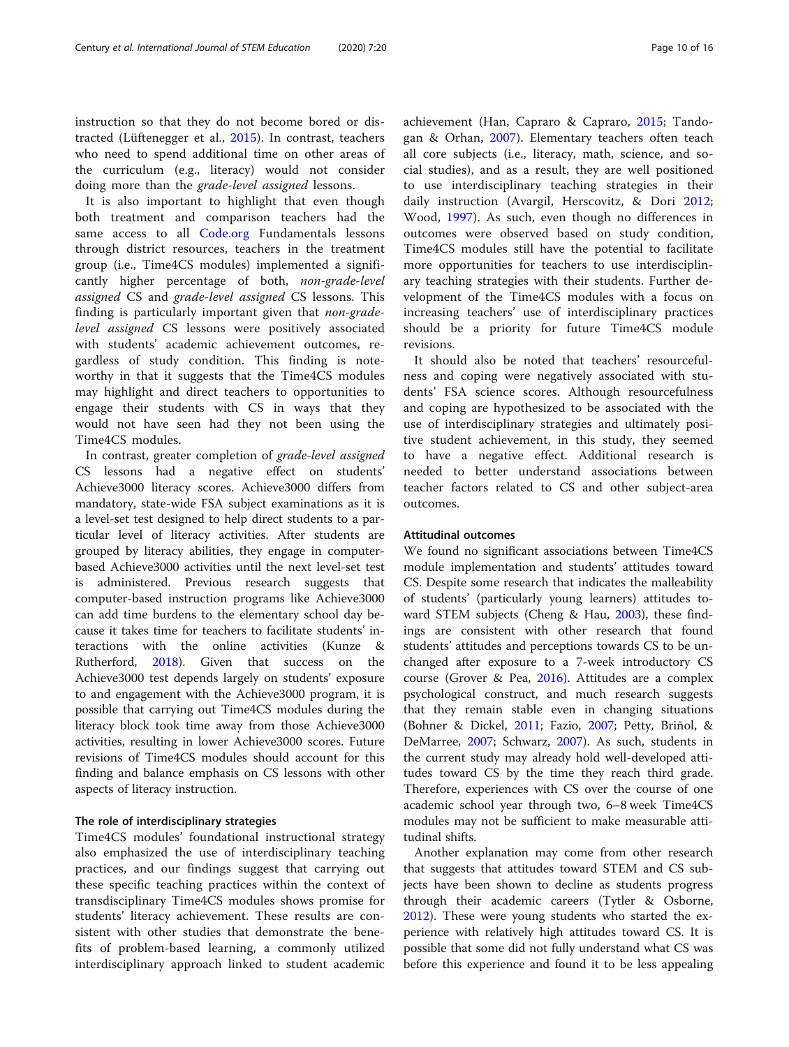instruction so that they do not become bored or distracted (Lüftenegger et al., 2015). In contrast, teachers who need to spend additional time on other areas of the curriculum (e.g., literacy) would not consider doing more than the *grade-level assigned* lessons.

It is also important to highlight that even though both treatment and comparison teachers had the same access to all Code.org Fundamentals lessons through district resources, teachers in the treatment group (i.e., Time4CS modules) implemented a significantly higher percentage of both, *non-grade-level assigned* CS and *grade-level assigned* CS lessons. This finding is particularly important given that *non-grade-level assigned* CS lessons were positively associated with students' academic achievement outcomes, regardless of study condition. This finding is noteworthy in that it suggests that the Time4CS modules may highlight and direct teachers to opportunities to engage their students with CS in ways that they would not have seen had they not been using the Time4CS modules.

In contrast, greater completion of *grade-level assigned* CS lessons had a negative effect on students' Achieve3000 literacy scores. Achieve3000 differs from mandatory, state-wide FSA subject examinations as it is a level-set test designed to help direct students to a particular level of literacy activities. After students are grouped by literacy abilities, they engage in computer-based Achieve3000 activities until the next level-set test is administered. Previous research suggests that computer-based instruction programs like Achieve3000 can add time burdens to the elementary school day because it takes time for teachers to facilitate students' interactions with the online activities (Kunze & Rutherford, 2018). Given that success on the Achieve3000 test depends largely on students' exposure to and engagement with the Achieve3000 program, it is possible that carrying out Time4CS modules during the literacy block took time away from those Achieve3000 activities, resulting in lower Achieve3000 scores. Future revisions of Time4CS modules should account for this finding and balance emphasis on CS lessons with other aspects of literacy instruction.

#### The role of interdisciplinary strategies

Time4CS modules' foundational instructional strategy also emphasized the use of interdisciplinary teaching practices, and our findings suggest that carrying out these specific teaching practices within the context of transdisciplinary Time4CS modules shows promise for students' literacy achievement. These results are consistent with other studies that demonstrate the benefits of problem-based learning, a commonly utilized interdisciplinary approach linked to student academic achievement (Han, Capraro & Capraro, 2015; Tandogan & Orhan, 2007). Elementary teachers often teach all core subjects (i.e., literacy, math, science, and social studies), and as a result, they are well positioned to use interdisciplinary teaching strategies in their daily instruction (Avargil, Herscovitz, & Dori 2012; Wood, 1997). As such, even though no differences in outcomes were observed based on study condition, Time4CS modules still have the potential to facilitate more opportunities for teachers to use interdisciplinary teaching strategies with their students. Further development of the Time4CS modules with a focus on increasing teachers' use of interdisciplinary practices should be a priority for future Time4CS module revisions.

It should also be noted that teachers' resourcefulness and coping were negatively associated with students' FSA science scores. Although resourcefulness and coping are hypothesized to be associated with the use of interdisciplinary strategies and ultimately positive student achievement, in this study, they seemed to have a negative effect. Additional research is needed to better understand associations between teacher factors related to CS and other subject-area outcomes.

#### Attitudinal outcomes

We found no significant associations between Time4CS module implementation and students' attitudes toward CS. Despite some research that indicates the malleability of students' (particularly young learners) attitudes toward STEM subjects (Cheng & Hau, 2003), these findings are consistent with other research that found students' attitudes and perceptions towards CS to be unchanged after exposure to a 7-week introductory CS course (Grover & Pea, 2016). Attitudes are a complex psychological construct, and much research suggests that they remain stable even in changing situations (Bohner & Dickel, 2011; Fazio, 2007; Petty, Briñol, & DeMarree, 2007; Schwarz, 2007). As such, students in the current study may already hold well-developed attitudes toward CS by the time they reach third grade. Therefore, experiences with CS over the course of one academic school year through two, 6–8 week Time4CS modules may not be sufficient to make measurable attitudinal shifts.

Another explanation may come from other research that suggests that attitudes toward STEM and CS subjects have been shown to decline as students progress through their academic careers (Tytler & Osborne, 2012). These were young students who started the experience with relatively high attitudes toward CS. It is possible that some did not fully understand what CS was before this experience and found it to be less appealing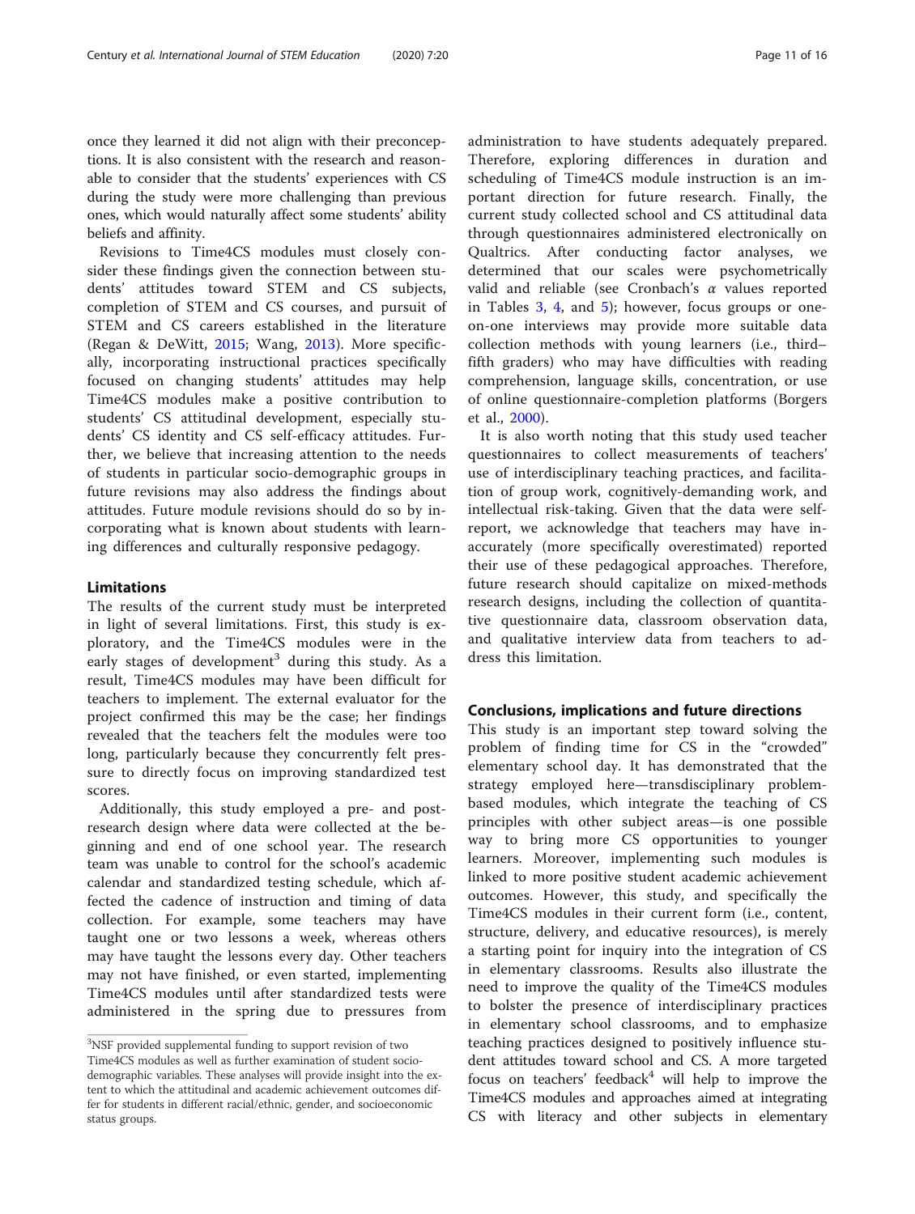once they learned it did not align with their preconceptions. It is also consistent with the research and reasonable to consider that the students' experiences with CS during the study were more challenging than previous ones, which would naturally affect some students' ability beliefs and affinity.

Revisions to Time4CS modules must closely consider these findings given the connection between students' attitudes toward STEM and CS subjects, completion of STEM and CS courses, and pursuit of STEM and CS careers established in the literature (Regan & DeWitt, 2015; Wang, 2013). More specifically, incorporating instructional practices specifically focused on changing students' attitudes may help Time4CS modules make a positive contribution to students' CS attitudinal development, especially students' CS identity and CS self-efficacy attitudes. Further, we believe that increasing attention to the needs of students in particular socio-demographic groups in future revisions may also address the findings about attitudes. Future module revisions should do so by incorporating what is known about students with learning differences and culturally responsive pedagogy.

## Limitations

The results of the current study must be interpreted in light of several limitations. First, this study is exploratory, and the Time4CS modules were in the early stages of development[3] during this study. As a result, Time4CS modules may have been difficult for teachers to implement. The external evaluator for the project confirmed this may be the case; her findings revealed that the teachers felt the modules were too long, particularly because they concurrently felt pressure to directly focus on improving standardized test scores.

Additionally, this study employed a pre- and post-research design where data were collected at the beginning and end of one school year. The research team was unable to control for the school's academic calendar and standardized testing schedule, which affected the cadence of instruction and timing of data collection. For example, some teachers may have taught one or two lessons a week, whereas others may have taught the lessons every day. Other teachers may not have finished, or even started, implementing Time4CS modules until after standardized tests were administered in the spring due to pressures from administration to have students adequately prepared. Therefore, exploring differences in duration and scheduling of Time4CS module instruction is an important direction for future research. Finally, the current study collected school and CS attitudinal data through questionnaires administered electronically on Qualtrics. After conducting factor analyses, we determined that our scales were psychometrically valid and reliable (see Cronbach's $\alpha$ values reported in Tables 3, 4, and 5); however, focus groups or one-on-one interviews may provide more suitable data collection methods with young learners (i.e., third–fifth graders) who may have difficulties with reading comprehension, language skills, concentration, or use of online questionnaire-completion platforms (Borgers et al., 2000).

It is also worth noting that this study used teacher questionnaires to collect measurements of teachers' use of interdisciplinary teaching practices, and facilitation of group work, cognitively-demanding work, and intellectual risk-taking. Given that the data were self-report, we acknowledge that teachers may have inaccurately (more specifically overestimated) reported their use of these pedagogical approaches. Therefore, future research should capitalize on mixed-methods research designs, including the collection of quantitative questionnaire data, classroom observation data, and qualitative interview data from teachers to address this limitation.

## Conclusions, implications and future directions

This study is an important step toward solving the problem of finding time for CS in the "crowded" elementary school day. It has demonstrated that the strategy employed here—transdisciplinary problem-based modules, which integrate the teaching of CS principles with other subject areas—is one possible way to bring more CS opportunities to younger learners. Moreover, implementing such modules is linked to more positive student academic achievement outcomes. However, this study, and specifically the Time4CS modules in their current form (i.e., content, structure, delivery, and educative resources), is merely a starting point for inquiry into the integration of CS in elementary classrooms. Results also illustrate the need to improve the quality of the Time4CS modules to bolster the presence of interdisciplinary practices in elementary school classrooms, and to emphasize teaching practices designed to positively influence student attitudes toward school and CS. A more targeted focus on teachers' feedback[4] will help to improve the Time4CS modules and approaches aimed at integrating CS with literacy and other subjects in elementary

[3] NSF provided supplemental funding to support revision of two Time4CS modules as well as further examination of student socio-demographic variables. These analyses will provide insight into the extent to which the attitudinal and academic achievement outcomes differ for students in different racial/ethnic, gender, and socioeconomic status groups.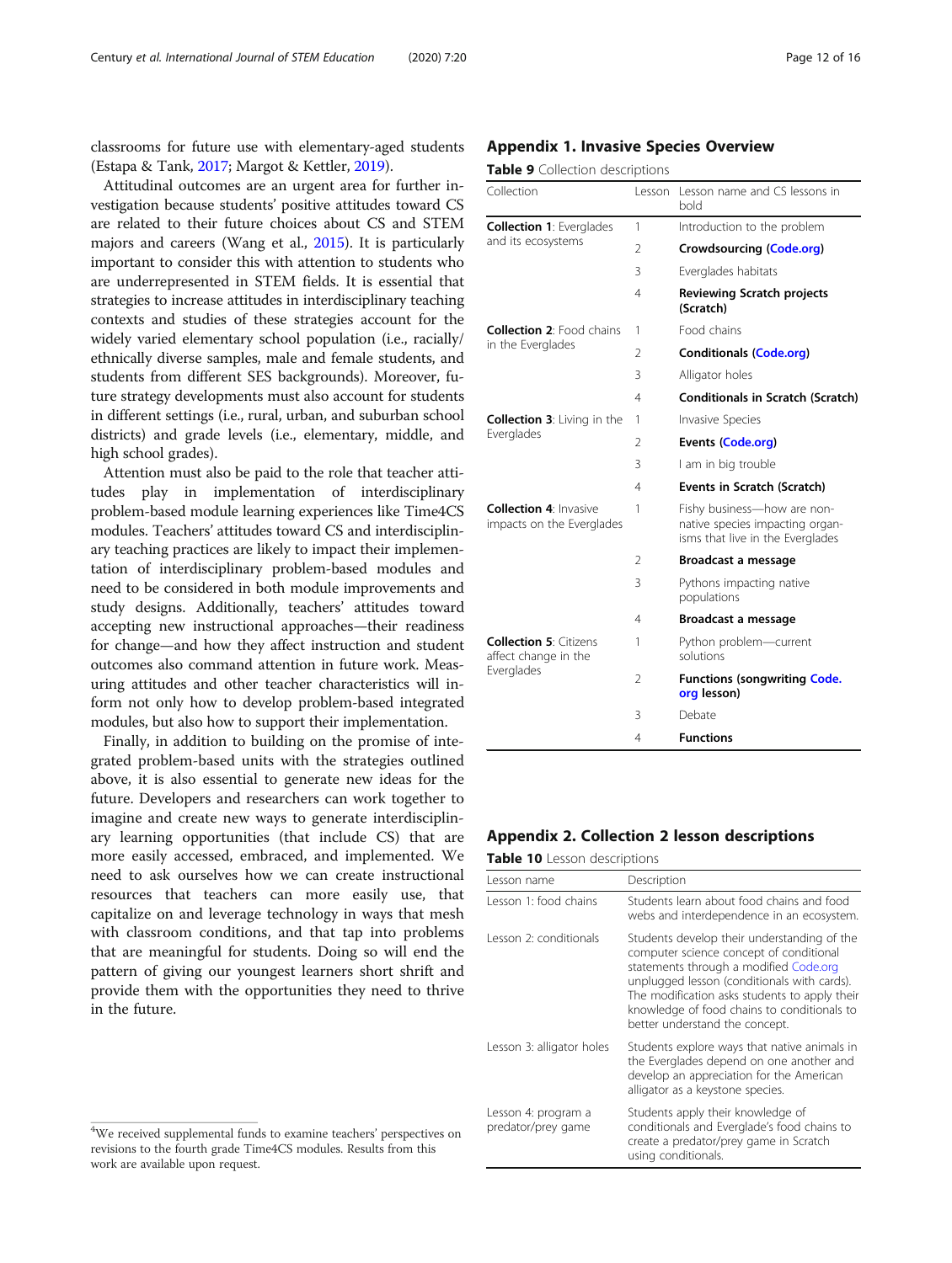classrooms for future use with elementary-aged students (Estapa & Tank, 2017; Margot & Kettler, 2019).

Attitudinal outcomes are an urgent area for further investigation because students' positive attitudes toward CS are related to their future choices about CS and STEM majors and careers (Wang et al., 2015). It is particularly important to consider this with attention to students who are underrepresented in STEM fields. It is essential that strategies to increase attitudes in interdisciplinary teaching contexts and studies of these strategies account for the widely varied elementary school population (i.e., racially/ethnically diverse samples, male and female students, and students from different SES backgrounds). Moreover, future strategy developments must also account for students in different settings (i.e., rural, urban, and suburban school districts) and grade levels (i.e., elementary, middle, and high school grades).

Attention must also be paid to the role that teacher attitudes play in implementation of interdisciplinary problem-based module learning experiences like Time4CS modules. Teachers' attitudes toward CS and interdisciplinary teaching practices are likely to impact their implementation of interdisciplinary problem-based modules and need to be considered in both module improvements and study designs. Additionally, teachers' attitudes toward accepting new instructional approaches—their readiness for change—and how they affect instruction and student outcomes also command attention in future work. Measuring attitudes and other teacher characteristics will inform not only how to develop problem-based integrated modules, but also how to support their implementation.

Finally, in addition to building on the promise of integrated problem-based units with the strategies outlined above, it is also essential to generate new ideas for the future. Developers and researchers can work together to imagine and create new ways to generate interdisciplinary learning opportunities (that include CS) that are more easily accessed, embraced, and implemented. We need to ask ourselves how we can create instructional resources that teachers can more easily use, that capitalize on and leverage technology in ways that mesh with classroom conditions, and that tap into problems that are meaningful for students. Doing so will end the pattern of giving our youngest learners short shrift and provide them with the opportunities they need to thrive in the future.

[4]We received supplemental funds to examine teachers' perspectives on revisions to the fourth grade Time4CS modules. Results from this work are available upon request.

## Appendix 1. Invasive Species Overview

**Table 9** Collection descriptions

| Collection | Lesson | Lesson name and CS lessons in bold |
|---|---|---|
| **Collection 1**: Everglades and its ecosystems | 1 | Introduction to the problem |
| | 2 | **Crowdsourcing (Code.org)** |
| | 3 | Everglades habitats |
| | 4 | **Reviewing Scratch projects (Scratch)** |
| **Collection 2**: Food chains in the Everglades | 1 | Food chains |
| | 2 | **Conditionals (Code.org)** |
| | 3 | Alligator holes |
| | 4 | **Conditionals in Scratch (Scratch)** |
| **Collection 3**: Living in the Everglades | 1 | Invasive Species |
| | 2 | **Events (Code.org)** |
| | 3 | I am in big trouble |
| | 4 | **Events in Scratch (Scratch)** |
| **Collection 4**: Invasive impacts on the Everglades | 1 | Fishy business—how are non-native species impacting organisms that live in the Everglades |
| | 2 | **Broadcast a message** |
| | 3 | Pythons impacting native populations |
| | 4 | **Broadcast a message** |
| **Collection 5**: Citizens affect change in the Everglades | 1 | Python problem—current solutions |
| | 2 | **Functions (songwriting Code.org lesson)** |
| | 3 | Debate |
| | 4 | **Functions** |

## Appendix 2. Collection 2 lesson descriptions

**Table 10** Lesson descriptions

| Lesson name | Description |
|---|---|
| Lesson 1: food chains | Students learn about food chains and food webs and interdependence in an ecosystem. |
| Lesson 2: conditionals | Students develop their understanding of the computer science concept of conditional statements through a modified Code.org unplugged lesson (conditionals with cards). The modification asks students to apply their knowledge of food chains to conditionals to better understand the concept. |
| Lesson 3: alligator holes | Students explore ways that native animals in the Everglades depend on one another and develop an appreciation for the American alligator as a keystone species. |
| Lesson 4: program a predator/prey game | Students apply their knowledge of conditionals and Everglade's food chains to create a predator/prey game in Scratch using conditionals. |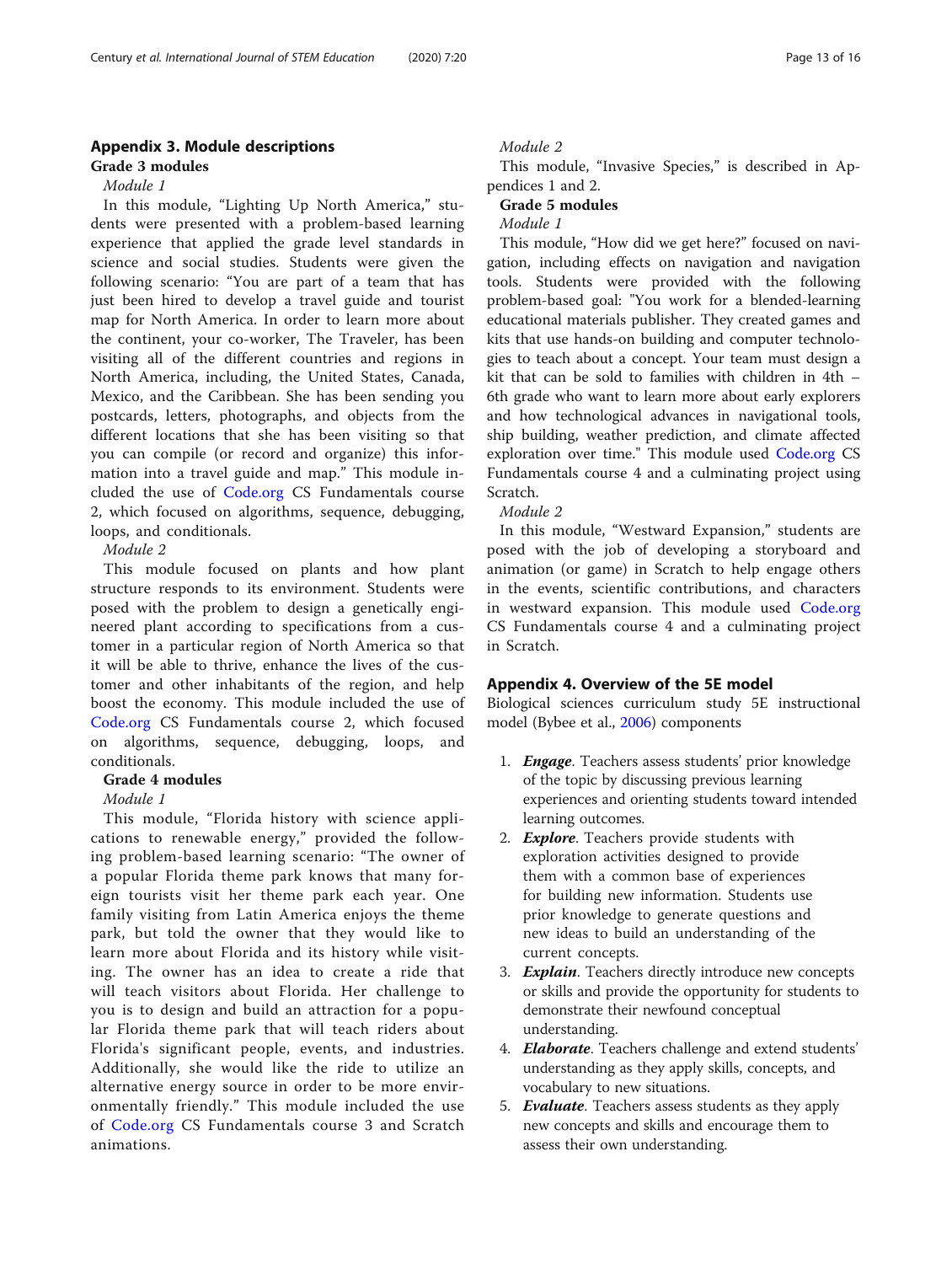## Appendix 3. Module descriptions

### Grade 3 modules

*Module 1*

In this module, "Lighting Up North America," students were presented with a problem-based learning experience that applied the grade level standards in science and social studies. Students were given the following scenario: "You are part of a team that has just been hired to develop a travel guide and tourist map for North America. In order to learn more about the continent, your co-worker, The Traveler, has been visiting all of the different countries and regions in North America, including, the United States, Canada, Mexico, and the Caribbean. She has been sending you postcards, letters, photographs, and objects from the different locations that she has been visiting so that you can compile (or record and organize) this information into a travel guide and map." This module included the use of Code.org CS Fundamentals course 2, which focused on algorithms, sequence, debugging, loops, and conditionals.

*Module 2*

This module focused on plants and how plant structure responds to its environment. Students were posed with the problem to design a genetically engineered plant according to specifications from a customer in a particular region of North America so that it will be able to thrive, enhance the lives of the customer and other inhabitants of the region, and help boost the economy. This module included the use of Code.org CS Fundamentals course 2, which focused on algorithms, sequence, debugging, loops, and conditionals.

### Grade 4 modules

*Module 1*

This module, "Florida history with science applications to renewable energy," provided the following problem-based learning scenario: "The owner of a popular Florida theme park knows that many foreign tourists visit her theme park each year. One family visiting from Latin America enjoys the theme park, but told the owner that they would like to learn more about Florida and its history while visiting. The owner has an idea to create a ride that will teach visitors about Florida. Her challenge to you is to design and build an attraction for a popular Florida theme park that will teach riders about Florida's significant people, events, and industries. Additionally, she would like the ride to utilize an alternative energy source in order to be more environmentally friendly." This module included the use of Code.org CS Fundamentals course 3 and Scratch animations.

*Module 2*

This module, "Invasive Species," is described in Appendices 1 and 2.

### Grade 5 modules

*Module 1*

This module, "How did we get here?" focused on navigation, including effects on navigation and navigation tools. Students were provided with the following problem-based goal: "You work for a blended-learning educational materials publisher. They created games and kits that use hands-on building and computer technologies to teach about a concept. Your team must design a kit that can be sold to families with children in 4th – 6th grade who want to learn more about early explorers and how technological advances in navigational tools, ship building, weather prediction, and climate affected exploration over time." This module used Code.org CS Fundamentals course 4 and a culminating project using Scratch.

*Module 2*

In this module, "Westward Expansion," students are posed with the job of developing a storyboard and animation (or game) in Scratch to help engage others in the events, scientific contributions, and characters in westward expansion. This module used Code.org CS Fundamentals course 4 and a culminating project in Scratch.

## Appendix 4. Overview of the 5E model

Biological sciences curriculum study 5E instructional model (Bybee et al., 2006) components

1. ***Engage***. Teachers assess students' prior knowledge of the topic by discussing previous learning experiences and orienting students toward intended learning outcomes.
2. ***Explore***. Teachers provide students with exploration activities designed to provide them with a common base of experiences for building new information. Students use prior knowledge to generate questions and new ideas to build an understanding of the current concepts.
3. ***Explain***. Teachers directly introduce new concepts or skills and provide the opportunity for students to demonstrate their newfound conceptual understanding.
4. ***Elaborate***. Teachers challenge and extend students' understanding as they apply skills, concepts, and vocabulary to new situations.
5. ***Evaluate***. Teachers assess students as they apply new concepts and skills and encourage them to assess their own understanding.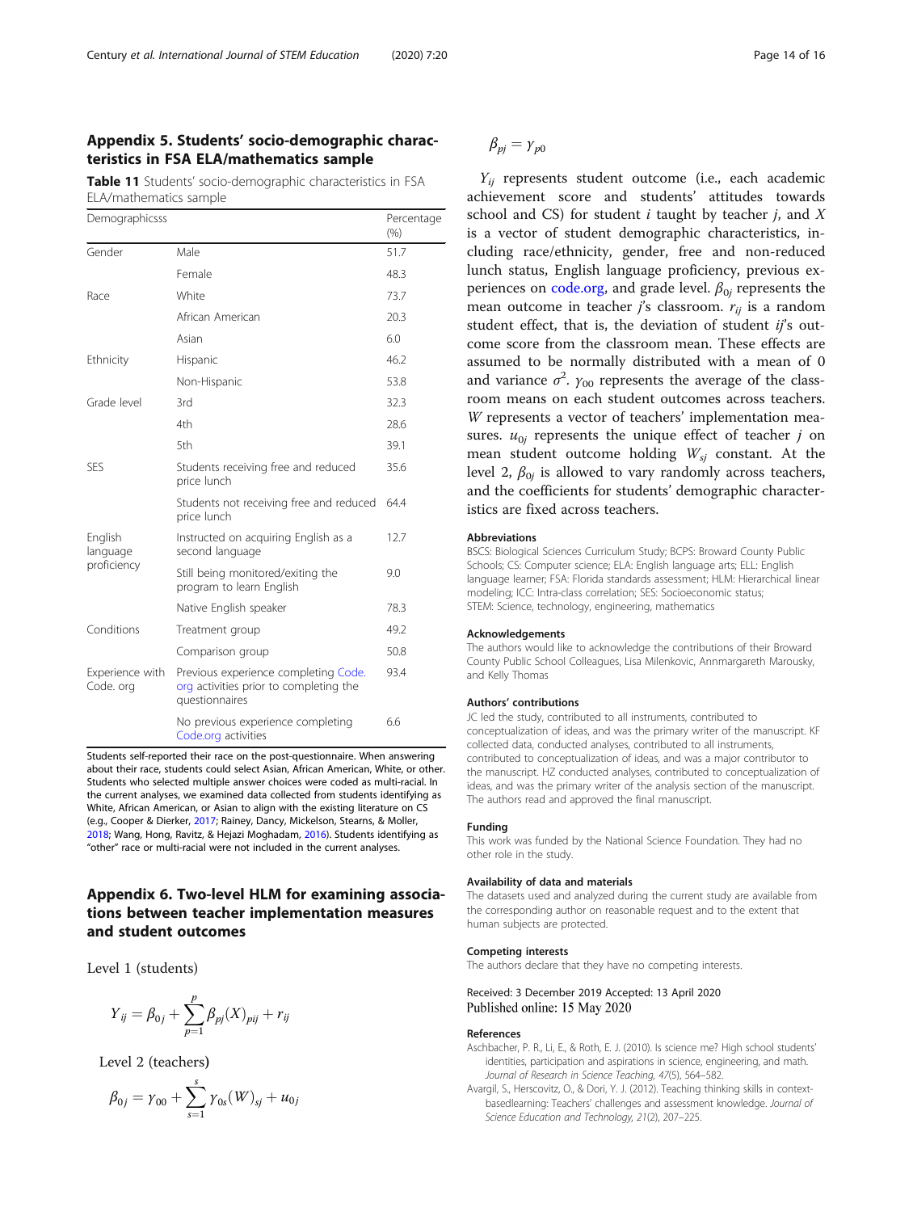## Appendix 5. Students' socio-demographic characteristics in FSA ELA/mathematics sample

**Table 11** Students' socio-demographic characteristics in FSA ELA/mathematics sample

| Demographicsss | | Percentage (%) |
|---|---|---|
| Gender | Male | 51.7 |
| | Female | 48.3 |
| Race | White | 73.7 |
| | African American | 20.3 |
| | Asian | 6.0 |
| Ethnicity | Hispanic | 46.2 |
| | Non-Hispanic | 53.8 |
| Grade level | 3rd | 32.3 |
| | 4th | 28.6 |
| | 5th | 39.1 |
| SES | Students receiving free and reduced price lunch | 35.6 |
| | Students not receiving free and reduced price lunch | 64.4 |
| English language proficiency | Instructed on acquiring English as a second language | 12.7 |
| | Still being monitored/exiting the program to learn English | 9.0 |
| | Native English speaker | 78.3 |
| Conditions | Treatment group | 49.2 |
| | Comparison group | 50.8 |
| Experience with Code. org | Previous experience completing Code.org activities prior to completing the questionnaires | 93.4 |
| | No previous experience completing Code.org activities | 6.6 |

Students self-reported their race on the post-questionnaire. When answering about their race, students could select Asian, African American, White, or other. Students who selected multiple answer choices were coded as multi-racial. In the current analyses, we examined data collected from students identifying as White, African American, or Asian to align with the existing literature on CS (e.g., Cooper & Dierker, 2017; Rainey, Dancy, Mickelson, Stearns, & Moller, 2018; Wang, Hong, Ravitz, & Hejazi Moghadam, 2016). Students identifying as "other" race or multi-racial were not included in the current analyses.

## Appendix 6. Two-level HLM for examining associations between teacher implementation measures and student outcomes

Level 1 (students)

$$Y_{ij} = \beta_{0j} + \sum_{p=1}^{p} \beta_{pj}(X)_{pij} + r_{ij}$$

Level 2 (teachers)

$$\beta_{0j} = \gamma_{00} + \sum_{s=1}^{s} \gamma_{0s}(W)_{sj} + u_{0j}$$

$$\beta_{pj} = \gamma_{p0}$$

$Y_{ij}$ represents student outcome (i.e., each academic achievement score and students' attitudes towards school and CS) for student $i$ taught by teacher $j$, and $X$ is a vector of student demographic characteristics, including race/ethnicity, gender, free and non-reduced lunch status, English language proficiency, previous experiences on code.org, and grade level. $\beta_{0j}$ represents the mean outcome in teacher $j$'s classroom. $r_{ij}$ is a random student effect, that is, the deviation of student $ij$'s outcome score from the classroom mean. These effects are assumed to be normally distributed with a mean of 0 and variance $\sigma^2$. $\gamma_{00}$ represents the average of the classroom means on each student outcomes across teachers. $W$ represents a vector of teachers' implementation measures. $u_{0j}$ represents the unique effect of teacher $j$ on mean student outcome holding $W_{sj}$ constant. At the level 2, $\beta_{0j}$ is allowed to vary randomly across teachers, and the coefficients for students' demographic characteristics are fixed across teachers.

### Abbreviations

BSCS: Biological Sciences Curriculum Study; BCPS: Broward County Public Schools; CS: Computer science; ELA: English language arts; ELL: English language learner; FSA: Florida standards assessment; HLM: Hierarchical linear modeling; ICC: Intra-class correlation; SES: Socioeconomic status; STEM: Science, technology, engineering, mathematics

### Acknowledgements

The authors would like to acknowledge the contributions of their Broward County Public School Colleagues, Lisa Milenkovic, Annmargareth Marousky, and Kelly Thomas

### Authors' contributions

JC led the study, contributed to all instruments, contributed to conceptualization of ideas, and was the primary writer of the manuscript. KF collected data, conducted analyses, contributed to all instruments, contributed to conceptualization of ideas, and was a major contributor to the manuscript. HZ conducted analyses, contributed to conceptualization of ideas, and was the primary writer of the analysis section of the manuscript. The authors read and approved the final manuscript.

### Funding

This work was funded by the National Science Foundation. They had no other role in the study.

### Availability of data and materials

The datasets used and analyzed during the current study are available from the corresponding author on reasonable request and to the extent that human subjects are protected.

### Competing interests

The authors declare that they have no competing interests.

Received: 3 December 2019 Accepted: 13 April 2020
Published online: 15 May 2020

### References

Aschbacher, P. R., Li, E., & Roth, E. J. (2010). Is science me? High school students' identities, participation and aspirations in science, engineering, and math. *Journal of Research in Science Teaching, 47*(5), 564–582.

Avargil, S., Herscovitz, O., & Dori, Y. J. (2012). Teaching thinking skills in context-basedlearning: Teachers' challenges and assessment knowledge. *Journal of Science Education and Technology, 21*(2), 207–225.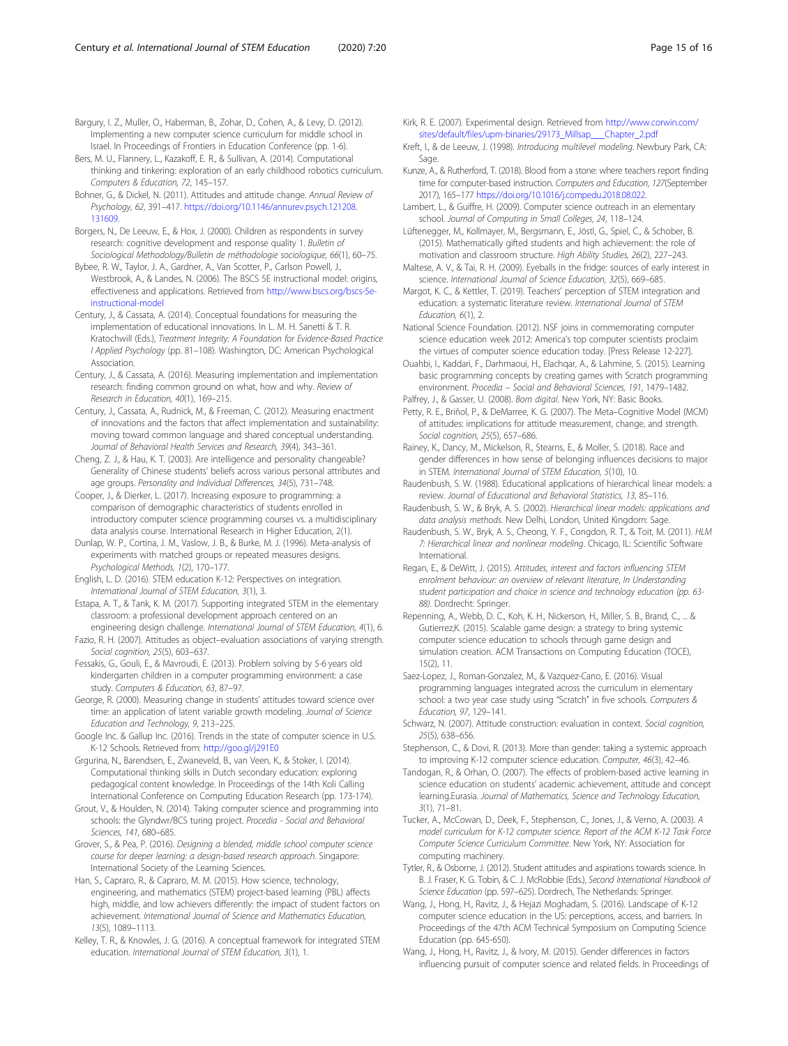Bargury, I. Z., Muller, O., Haberman, B., Zohar, D., Cohen, A., & Levy, D. (2012). Implementing a new computer science curriculum for middle school in Israel. In Proceedings of Frontiers in Education Conference (pp. 1-6).

Bers, M. U., Flannery, L., Kazakoff, E. R., & Sullivan, A. (2014). Computational thinking and tinkering: exploration of an early childhood robotics curriculum. *Computers & Education, 72*, 145–157.

Bohner, G., & Dickel, N. (2011). Attitudes and attitude change. *Annual Review of Psychology, 62*, 391–417. https://doi.org/10.1146/annurev.psych.121208.131609.

Borgers, N., De Leeuw, E., & Hox, J. (2000). Children as respondents in survey research: cognitive development and response quality 1. *Bulletin of Sociological Methodology/Bulletin de méthodologie sociologique, 66*(1), 60–75.

Bybee, R. W., Taylor, J. A., Gardner, A., Van Scotter, P., Carlson Powell, J., Westbrook, A., & Landes, N. (2006). The BSCS 5E instructional model: origins, effectiveness and applications. Retrieved from http://www.bscs.org/bscs-5e-instructional-model

Century, J., & Cassata, A. (2014). Conceptual foundations for measuring the implementation of educational innovations. In L. M. H. Sanetti & T. R. Kratochwill (Eds.), *Treatment Integrity: A Foundation for Evidence-Based Practice I Applied Psychology* (pp. 81–108). Washington, DC: American Psychological Association.

Century, J., & Cassata, A. (2016). Measuring implementation and implementation research: finding common ground on what, how and why. *Review of Research in Education, 40*(1), 169–215.

Century, J., Cassata, A., Rudnick, M., & Freeman, C. (2012). Measuring enactment of innovations and the factors that affect implementation and sustainability: moving toward common language and shared conceptual understanding. *Journal of Behavioral Health Services and Research, 39*(4), 343–361.

Cheng, Z. J., & Hau, K. T. (2003). Are intelligence and personality changeable? Generality of Chinese students' beliefs across various personal attributes and age groups. *Personality and Individual Differences, 34*(5), 731–748.

Cooper, J., & Dierker, L. (2017). Increasing exposure to programming: a comparison of demographic characteristics of students enrolled in introductory computer science programming courses vs. a multidisciplinary data analysis course. International Research in Higher Education, 2(1).

Dunlap, W. P., Cortina, J. M., Vaslow, J. B., & Burke, M. J. (1996). Meta-analysis of experiments with matched groups or repeated measures designs. *Psychological Methods, 1*(2), 170–177.

English, L. D. (2016). STEM education K-12: Perspectives on integration. *International Journal of STEM Education, 3*(1), 3.

Estapa, A. T., & Tank, K. M. (2017). Supporting integrated STEM in the elementary classroom: a professional development approach centered on an engineering design challenge. *International Journal of STEM Education, 4*(1), 6.

Fazio, R. H. (2007). Attitudes as object–evaluation associations of varying strength. *Social cognition, 25*(5), 603–637.

Fessakis, G., Gouli, E., & Mavroudi, E. (2013). Problem solving by 5-6 years old kindergarten children in a computer programming environment: a case study. *Computers & Education, 63*, 87–97.

George, R. (2000). Measuring change in students' attitudes toward science over time: an application of latent variable growth modeling. *Journal of Science Education and Technology, 9*, 213–225.

Google Inc. & Gallup Inc. (2016). Trends in the state of computer science in U.S. K-12 Schools. Retrieved from: http://goo.gl/j291E0

Grgurina, N., Barendsen, E., Zwaneveld, B., van Veen, K., & Stoker, I. (2014). Computational thinking skills in Dutch secondary education: exploring pedagogical content knowledge. In Proceedings of the 14th Koli Calling International Conference on Computing Education Research (pp. 173-174).

Grout, V., & Houlden, N. (2014). Taking computer science and programming into schools: the Glyndwr/BCS turing project. *Procedia - Social and Behavioral Sciences, 141*, 680–685.

Grover, S., & Pea, P. (2016). *Designing a blended, middle school computer science course for deeper learning: a design-based research approach*. Singapore: International Society of the Learning Sciences.

Han, S., Capraro, R., & Capraro, M. M. (2015). How science, technology, engineering, and mathematics (STEM) project-based learning (PBL) affects high, middle, and low achievers differently: the impact of student factors on achievement. *International Journal of Science and Mathematics Education, 13*(5), 1089–1113.

Kelley, T. R., & Knowles, J. G. (2016). A conceptual framework for integrated STEM education. *International Journal of STEM Education, 3*(1), 1.

Kirk, R. E. (2007). Experimental design. Retrieved from http://www.corwin.com/sites/default/files/upm-binaries/29173_Millsap___Chapter_2.pdf

Kreft, I., & de Leeuw, J. (1998). *Introducing multilevel modeling*. Newbury Park, CA: Sage.

Kunze, A., & Rutherford, T. (2018). Blood from a stone: where teachers report finding time for computer-based instruction. *Computers and Education, 127*(September 2017), 165–177 https://doi.org/10.1016/j.compedu.2018.08.022.

Lambert, L., & Guiffre, H. (2009). Computer science outreach in an elementary school. *Journal of Computing in Small Colleges, 24*, 118–124.

Lüftenegger, M., Kollmayer, M., Bergsmann, E., Jöstl, G., Spiel, C., & Schober, B. (2015). Mathematically gifted students and high achievement: the role of motivation and classroom structure. *High Ability Studies, 26*(2), 227–243.

Maltese, A. V., & Tai, R. H. (2009). Eyeballs in the fridge: sources of early interest in science. *International Journal of Science Education, 32*(5), 669–685.

Margot, K. C., & Kettler, T. (2019). Teachers' perception of STEM integration and education: a systematic literature review. *International Journal of STEM Education, 6*(1), 2.

National Science Foundation. (2012). NSF joins in commemorating computer science education week 2012: America's top computer scientists proclaim the virtues of computer science education today. [Press Release 12-227].

Ouahbi, I., Kaddari, F., Darhmaoui, H., Elachqar, A., & Lahmine, S. (2015). Learning basic programming concepts by creating games with Scratch programming environment. *Procedia – Social and Behavioral Sciences, 191*, 1479–1482.

Palfrey, J., & Gasser, U. (2008). *Born digital*. New York, NY: Basic Books.

Petty, R. E., Briñol, P., & DeMarree, K. G. (2007). The Meta–Cognitive Model (MCM) of attitudes: implications for attitude measurement, change, and strength. *Social cognition, 25*(5), 657–686.

Rainey, K., Dancy, M., Mickelson, R., Stearns, E., & Moller, S. (2018). Race and gender differences in how sense of belonging influences decisions to major in STEM. *International Journal of STEM Education, 5*(10), 10.

Raudenbush, S. W. (1988). Educational applications of hierarchical linear models: a review. *Journal of Educational and Behavioral Statistics, 13*, 85–116.

Raudenbush, S. W., & Bryk, A. S. (2002). *Hierarchical linear models: applications and data analysis methods*. New Delhi, London, United Kingdom: Sage.

Raudenbush, S. W., Bryk, A. S., Cheong, Y. F., Congdon, R. T., & Toit, M. (2011). *HLM 7: Hierarchical linear and nonlinear modeling*. Chicago, IL: Scientific Software International.

Regan, E., & DeWitt, J. (2015). *Attitudes, interest and factors influencing STEM enrolment behaviour: an overview of relevant literature, In Understanding student participation and choice in science and technology education (pp. 63-88)*. Dordrecht: Springer.

Repenning, A., Webb, D. C., Koh, K. H., Nickerson, H., Miller, S. B., Brand, C., ... & Gutierrez,K. (2015). Scalable game design: a strategy to bring systemic computer science education to schools through game design and simulation creation. ACM Transactions on Computing Education (TOCE), 15(2), 11.

Saez-Lopez, J., Roman-Gonzalez, M., & Vazquez-Cano, E. (2016). Visual programming languages integrated across the curriculum in elementary school: a two year case study using "Scratch" in five schools. *Computers & Education, 97*, 129–141.

Schwarz, N. (2007). Attitude construction: evaluation in context. *Social cognition, 25*(5), 638–656.

Stephenson, C., & Dovi, R. (2013). More than gender: taking a systemic approach to improving K-12 computer science education. *Computer, 46*(3), 42–46.

Tandogan, R., & Orhan, O. (2007). The effects of problem-based active learning in science education on students' academic achievement, attitude and concept learning.Eurasia. *Journal of Mathematics, Science and Technology Education, 3*(1), 71–81.

Tucker, A., McCowan, D., Deek, F., Stephenson, C., Jones, J., & Verno, A. (2003). *A model curriculum for K-12 computer science. Report of the ACM K-12 Task Force Computer Science Curriculum Committee*. New York, NY: Association for computing machinery.

Tytler, R., & Osborne, J. (2012). Student attitudes and aspirations towards science. In B. J. Fraser, K. G. Tobin, & C. J. McRobbie (Eds.), *Second International Handbook of Science Education* (pp. 597–625). Dordrech, The Netherlands: Springer.

Wang, J., Hong, H., Ravitz, J., & Hejazi Moghadam, S. (2016). Landscape of K-12 computer science education in the US: perceptions, access, and barriers. In Proceedings of the 47th ACM Technical Symposium on Computing Science Education (pp. 645-650).

Wang, J., Hong, H., Ravitz, J., & Ivory, M. (2015). Gender differences in factors influencing pursuit of computer science and related fields. In Proceedings of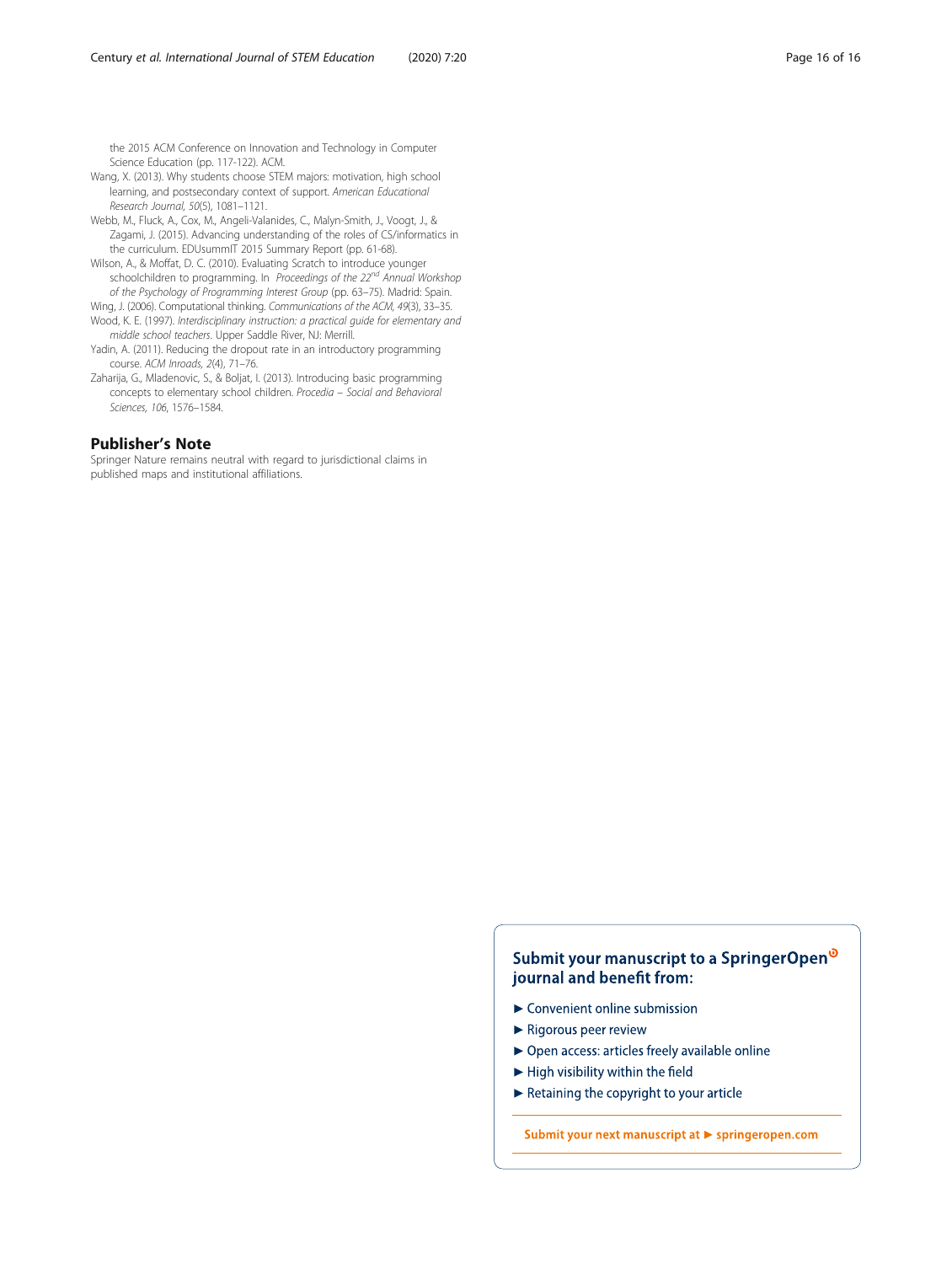the 2015 ACM Conference on Innovation and Technology in Computer Science Education (pp. 117-122). ACM.

Wang, X. (2013). Why students choose STEM majors: motivation, high school learning, and postsecondary context of support. *American Educational Research Journal, 50*(5), 1081–1121.

Webb, M., Fluck, A., Cox, M., Angeli-Valanides, C., Malyn-Smith, J., Voogt, J., & Zagami, J. (2015). Advancing understanding of the roles of CS/informatics in the curriculum. EDUsummIT 2015 Summary Report (pp. 61-68).

Wilson, A., & Moffat, D. C. (2010). Evaluating Scratch to introduce younger schoolchildren to programming. In *Proceedings of the 22nd Annual Workshop of the Psychology of Programming Interest Group* (pp. 63–75). Madrid: Spain.

Wing, J. (2006). Computational thinking. *Communications of the ACM, 49*(3), 33–35.

Wood, K. E. (1997). *Interdisciplinary instruction: a practical guide for elementary and middle school teachers*. Upper Saddle River, NJ: Merrill.

Yadin, A. (2011). Reducing the dropout rate in an introductory programming course. *ACM Inroads, 2*(4), 71–76.

Zaharija, G., Mladenovic, S., & Boljat, I. (2013). Introducing basic programming concepts to elementary school children. *Procedia – Social and Behavioral Sciences, 106*, 1576–1584.

## Publisher's Note

Springer Nature remains neutral with regard to jurisdictional claims in published maps and institutional affiliations.

**Submit your manuscript to a SpringerOpen journal and benefit from:**

- ► Convenient online submission
- ► Rigorous peer review
- ► Open access: articles freely available online
- ► High visibility within the field
- ► Retaining the copyright to your article

**Submit your next manuscript at ► springeropen.com**